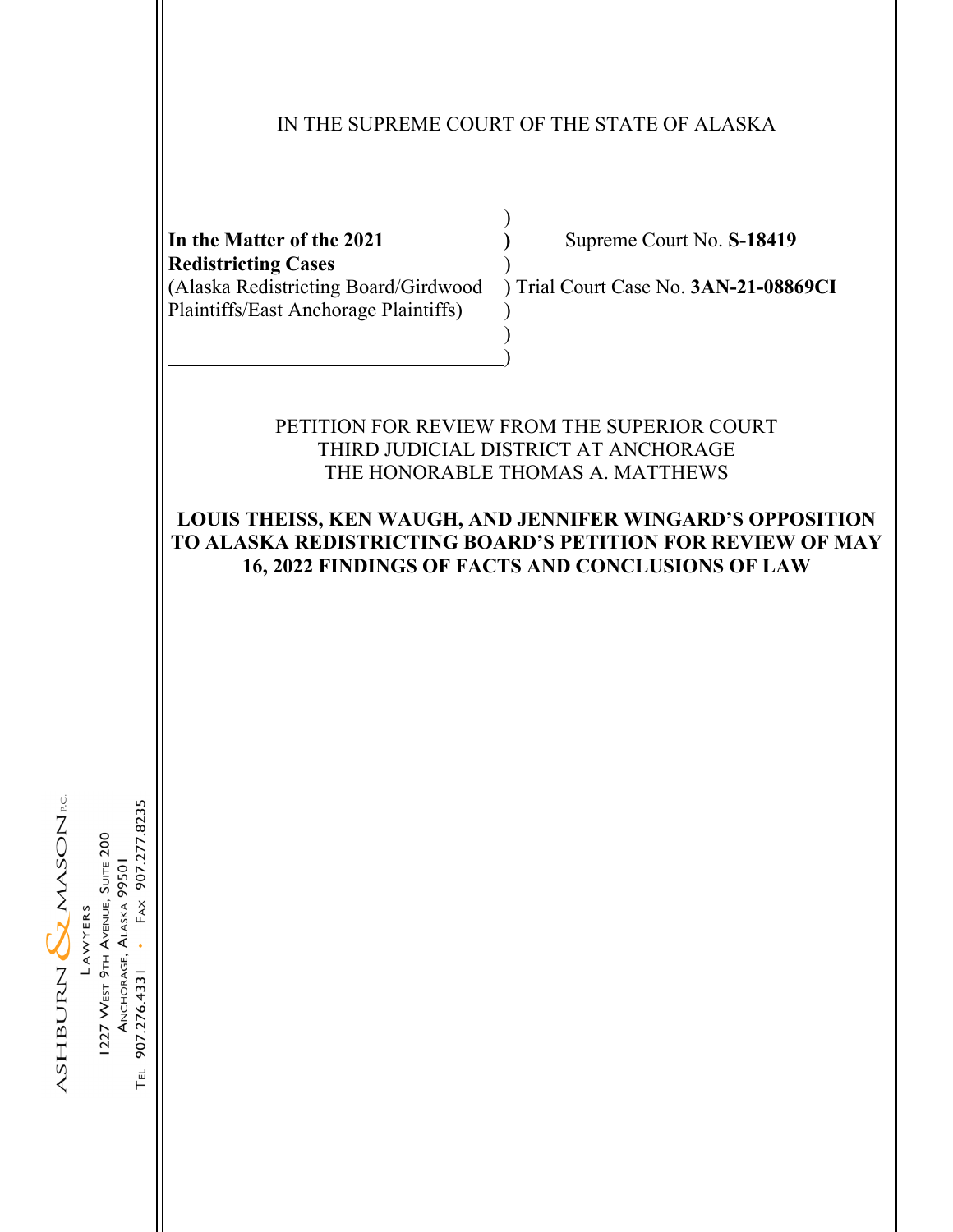IN THE SUPREME COURT OF THE STATE OF ALASKA

| | |
|---|---|
| **In the Matter of the 2021 Redistricting Cases** (Alaska Redistricting Board/Girdwood Plaintiffs/East Anchorage Plaintiffs) | Supreme Court No. **S-18419** |
| | Trial Court Case No. **3AN-21-08869CI** |

PETITION FOR REVIEW FROM THE SUPERIOR COURT
THIRD JUDICIAL DISTRICT AT ANCHORAGE
THE HONORABLE THOMAS A. MATTHEWS

**LOUIS THEISS, KEN WAUGH, AND JENNIFER WINGARD'S OPPOSITION TO ALASKA REDISTRICTING BOARD'S PETITION FOR REVIEW OF MAY 16, 2022 FINDINGS OF FACTS AND CONCLUSIONS OF LAW**

ASHBURN & MASON P.C.
LAWYERS
1227 WEST 9TH AVENUE, SUITE 200
ANCHORAGE, ALASKA 99501
TEL 907.276.4331 • FAX 907.277.8235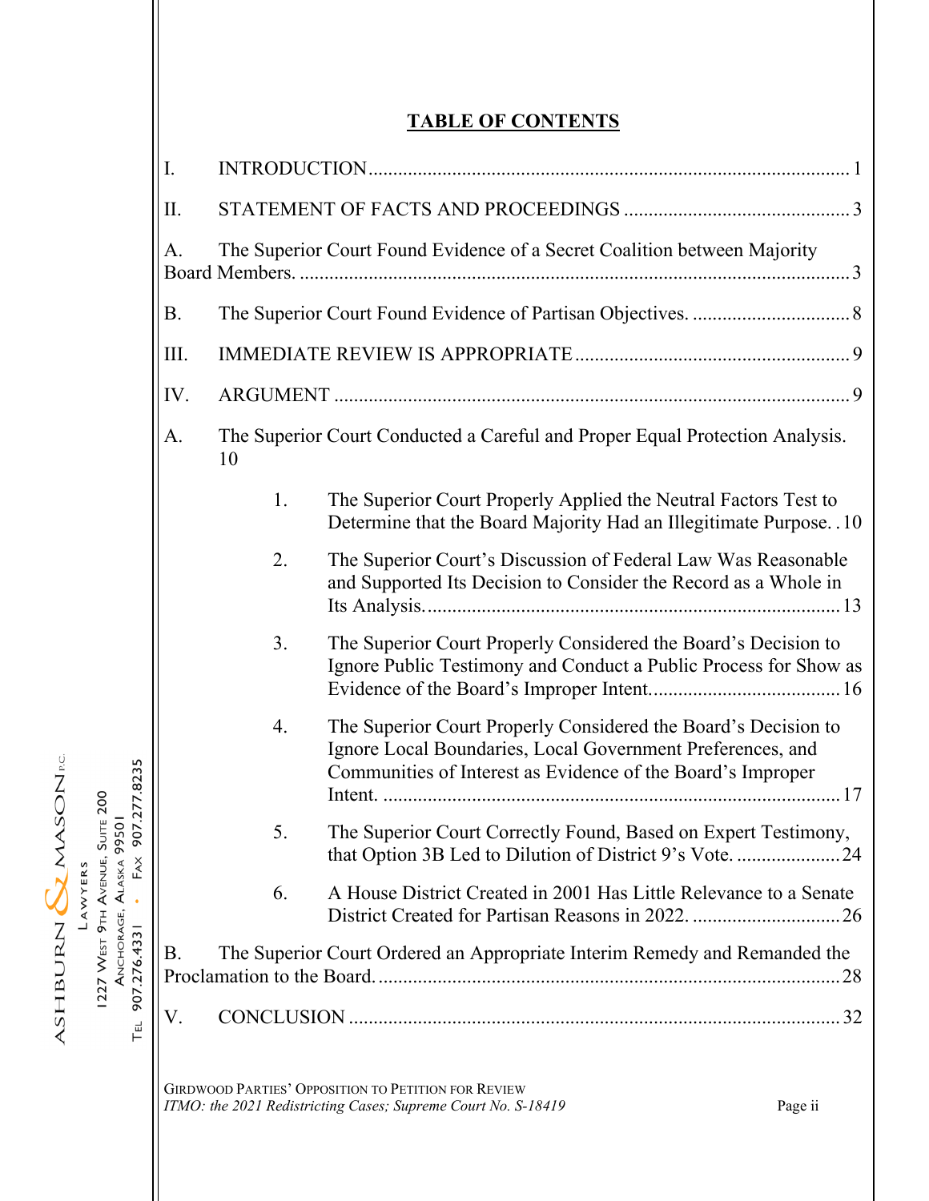# TABLE OF CONTENTS

I. INTRODUCTION ..... 1

II. STATEMENT OF FACTS AND PROCEEDINGS ..... 3

A. The Superior Court Found Evidence of a Secret Coalition between Majority Board Members. ..... 3

B. The Superior Court Found Evidence of Partisan Objectives. ..... 8

III. IMMEDIATE REVIEW IS APPROPRIATE ..... 9

IV. ARGUMENT ..... 9

A. The Superior Court Conducted a Careful and Proper Equal Protection Analysis. 10

1. The Superior Court Properly Applied the Neutral Factors Test to Determine that the Board Majority Had an Illegitimate Purpose. . 10

2. The Superior Court's Discussion of Federal Law Was Reasonable and Supported Its Decision to Consider the Record as a Whole in Its Analysis. ..... 13

3. The Superior Court Properly Considered the Board's Decision to Ignore Public Testimony and Conduct a Public Process for Show as Evidence of the Board's Improper Intent. ..... 16

4. The Superior Court Properly Considered the Board's Decision to Ignore Local Boundaries, Local Government Preferences, and Communities of Interest as Evidence of the Board's Improper Intent. ..... 17

5. The Superior Court Correctly Found, Based on Expert Testimony, that Option 3B Led to Dilution of District 9's Vote. ..... 24

6. A House District Created in 2001 Has Little Relevance to a Senate District Created for Partisan Reasons in 2022. ..... 26

B. The Superior Court Ordered an Appropriate Interim Remedy and Remanded the Proclamation to the Board. ..... 28

V. CONCLUSION ..... 32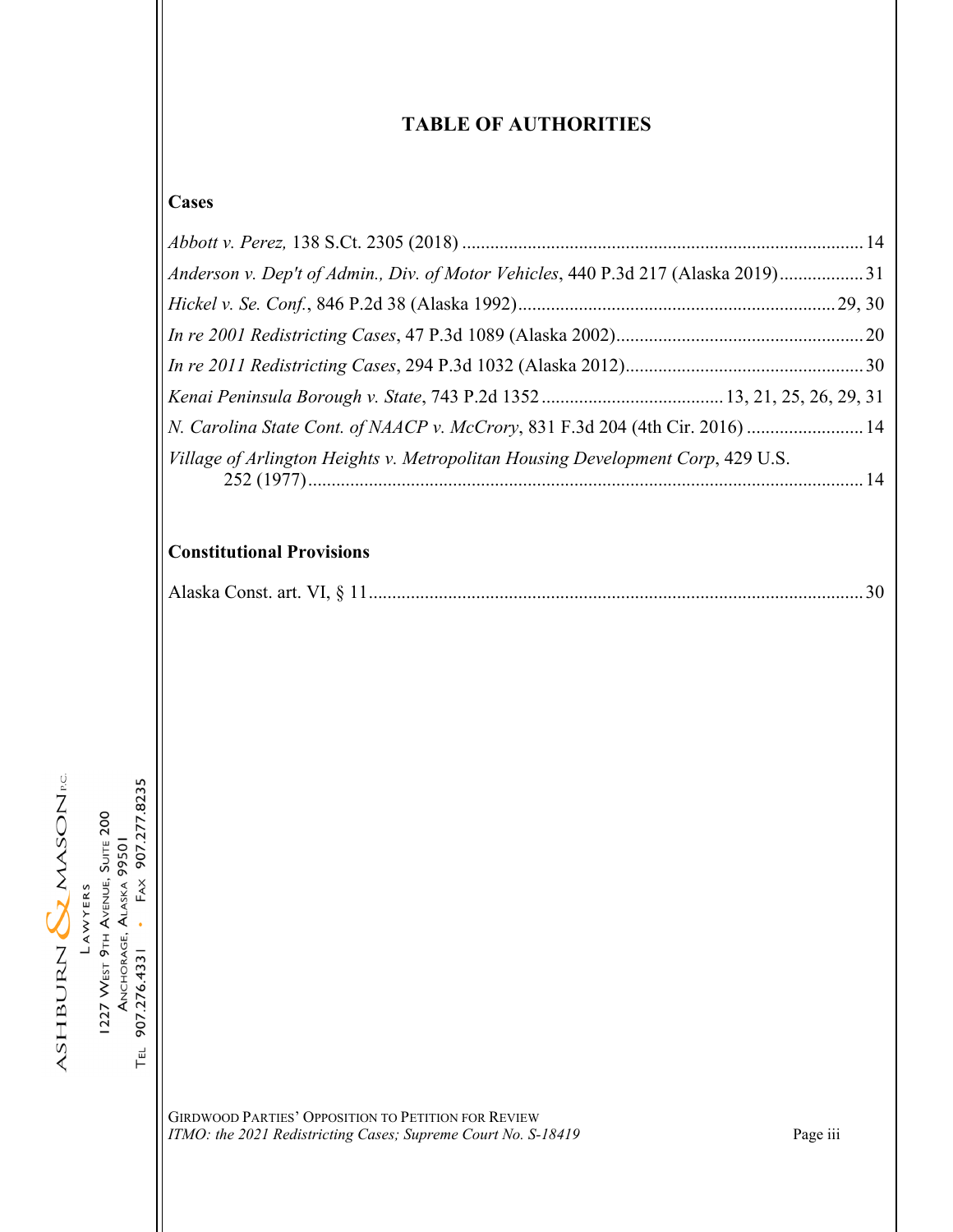# TABLE OF AUTHORITIES

## Cases

*Abbott v. Perez,* 138 S.Ct. 2305 (2018) ..................................................................................... 14

*Anderson v. Dep't of Admin., Div. of Motor Vehicles*, 440 P.3d 217 (Alaska 2019).................. 31

*Hickel v. Se. Conf.*, 846 P.2d 38 (Alaska 1992)................................................................... 29, 30

*In re 2001 Redistricting Cases*, 47 P.3d 1089 (Alaska 2002)..................................................... 20

*In re 2011 Redistricting Cases*, 294 P.3d 1032 (Alaska 2012)................................................... 30

*Kenai Peninsula Borough v. State*, 743 P.2d 1352 ....................................... 13, 21, 25, 26, 29, 31

*N. Carolina State Cont. of NAACP v. McCrory*, 831 F.3d 204 (4th Cir. 2016) ......................... 14

*Village of Arlington Heights v. Metropolitan Housing Development Corp*, 429 U.S. 252 (1977)...................................................................................................................... 14

## Constitutional Provisions

Alaska Const. art. VI, § 11......................................................................................................... 30

GIRDWOOD PARTIES' OPPOSITION TO PETITION FOR REVIEW
*ITMO: the 2021 Redistricting Cases; Supreme Court No. S-18419*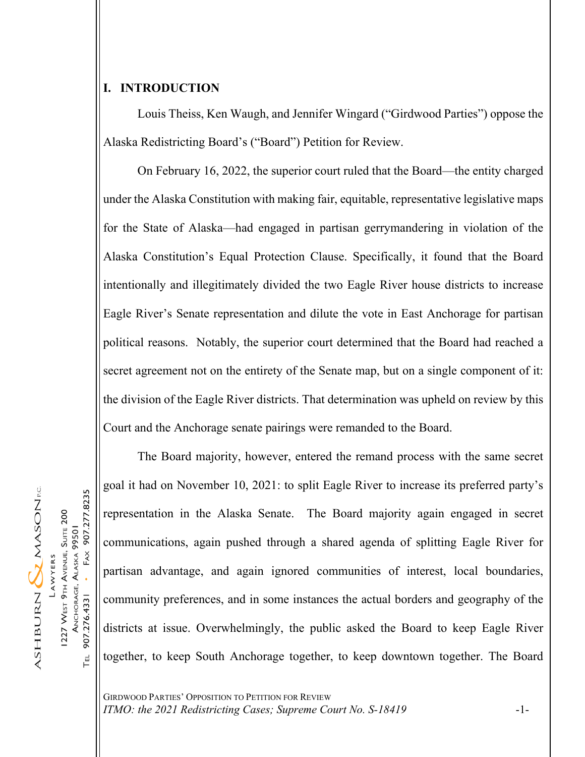## I. INTRODUCTION

Louis Theiss, Ken Waugh, and Jennifer Wingard ("Girdwood Parties") oppose the Alaska Redistricting Board's ("Board") Petition for Review.

On February 16, 2022, the superior court ruled that the Board—the entity charged under the Alaska Constitution with making fair, equitable, representative legislative maps for the State of Alaska—had engaged in partisan gerrymandering in violation of the Alaska Constitution's Equal Protection Clause. Specifically, it found that the Board intentionally and illegitimately divided the two Eagle River house districts to increase Eagle River's Senate representation and dilute the vote in East Anchorage for partisan political reasons. Notably, the superior court determined that the Board had reached a secret agreement not on the entirety of the Senate map, but on a single component of it: the division of the Eagle River districts. That determination was upheld on review by this Court and the Anchorage senate pairings were remanded to the Board.

The Board majority, however, entered the remand process with the same secret goal it had on November 10, 2021: to split Eagle River to increase its preferred party's representation in the Alaska Senate. The Board majority again engaged in secret communications, again pushed through a shared agenda of splitting Eagle River for partisan advantage, and again ignored communities of interest, local boundaries, community preferences, and in some instances the actual borders and geography of the districts at issue. Overwhelmingly, the public asked the Board to keep Eagle River together, to keep South Anchorage together, to keep downtown together. The Board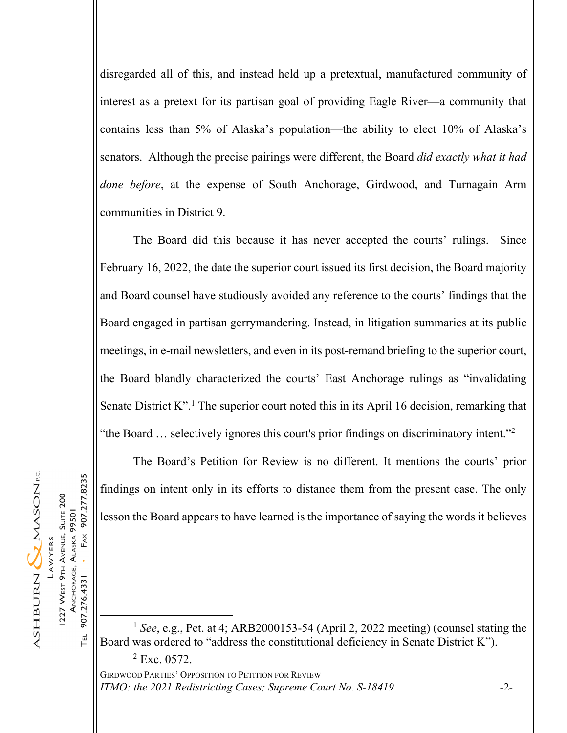disregarded all of this, and instead held up a pretextual, manufactured community of interest as a pretext for its partisan goal of providing Eagle River—a community that contains less than 5% of Alaska's population—the ability to elect 10% of Alaska's senators. Although the precise pairings were different, the Board *did exactly what it had done before*, at the expense of South Anchorage, Girdwood, and Turnagain Arm communities in District 9.

The Board did this because it has never accepted the courts' rulings. Since February 16, 2022, the date the superior court issued its first decision, the Board majority and Board counsel have studiously avoided any reference to the courts' findings that the Board engaged in partisan gerrymandering. Instead, in litigation summaries at its public meetings, in e-mail newsletters, and even in its post-remand briefing to the superior court, the Board blandly characterized the courts' East Anchorage rulings as "invalidating Senate District K".[1] The superior court noted this in its April 16 decision, remarking that "the Board … selectively ignores this court's prior findings on discriminatory intent."[2]

The Board's Petition for Review is no different. It mentions the courts' prior findings on intent only in its efforts to distance them from the present case. The only lesson the Board appears to have learned is the importance of saying the words it believes

---

[1] *See*, e.g., Pet. at 4; ARB2000153-54 (April 2, 2022 meeting) (counsel stating the Board was ordered to "address the constitutional deficiency in Senate District K").

[2] Exc. 0572.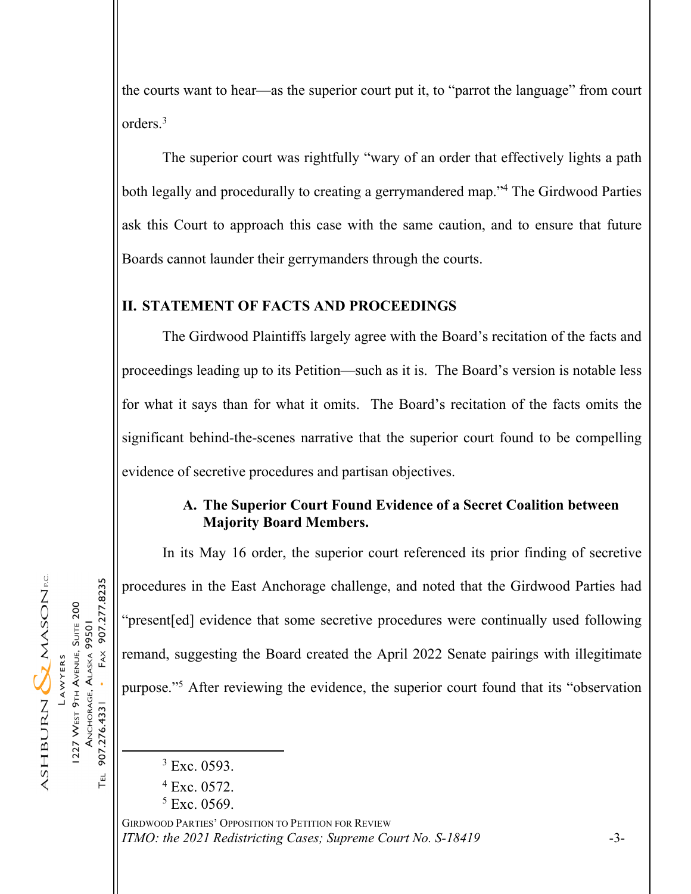the courts want to hear—as the superior court put it, to "parrot the language" from court orders.[3]

The superior court was rightfully "wary of an order that effectively lights a path both legally and procedurally to creating a gerrymandered map."[4] The Girdwood Parties ask this Court to approach this case with the same caution, and to ensure that future Boards cannot launder their gerrymanders through the courts.

## II. STATEMENT OF FACTS AND PROCEEDINGS

The Girdwood Plaintiffs largely agree with the Board's recitation of the facts and proceedings leading up to its Petition—such as it is. The Board's version is notable less for what it says than for what it omits. The Board's recitation of the facts omits the significant behind-the-scenes narrative that the superior court found to be compelling evidence of secretive procedures and partisan objectives.

### A. The Superior Court Found Evidence of a Secret Coalition between Majority Board Members.

In its May 16 order, the superior court referenced its prior finding of secretive procedures in the East Anchorage challenge, and noted that the Girdwood Parties had "present[ed] evidence that some secretive procedures were continually used following remand, suggesting the Board created the April 2022 Senate pairings with illegitimate purpose."[5] After reviewing the evidence, the superior court found that its "observation

---

[3] Exc. 0593.

[4] Exc. 0572.

[5] Exc. 0569.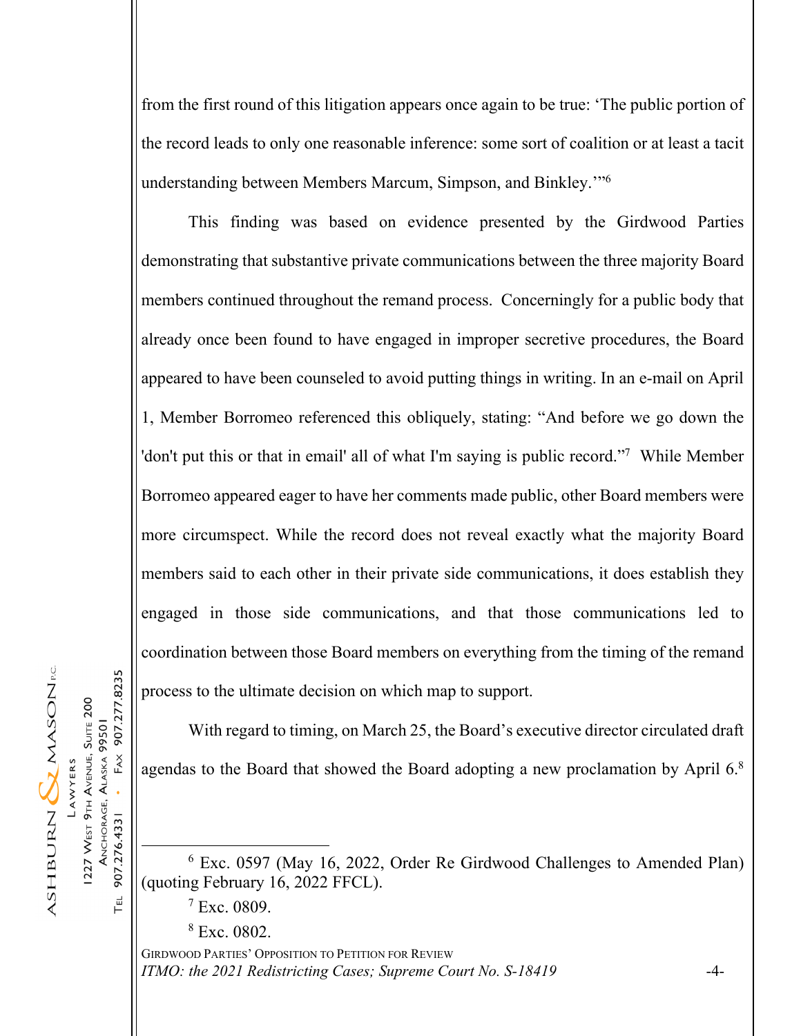from the first round of this litigation appears once again to be true: 'The public portion of the record leads to only one reasonable inference: some sort of coalition or at least a tacit understanding between Members Marcum, Simpson, and Binkley.'"[6]

This finding was based on evidence presented by the Girdwood Parties demonstrating that substantive private communications between the three majority Board members continued throughout the remand process. Concerningly for a public body that already once been found to have engaged in improper secretive procedures, the Board appeared to have been counseled to avoid putting things in writing. In an e-mail on April 1, Member Borromeo referenced this obliquely, stating: "And before we go down the 'don't put this or that in email' all of what I'm saying is public record."[7] While Member Borromeo appeared eager to have her comments made public, other Board members were more circumspect. While the record does not reveal exactly what the majority Board members said to each other in their private side communications, it does establish they engaged in those side communications, and that those communications led to coordination between those Board members on everything from the timing of the remand process to the ultimate decision on which map to support.

With regard to timing, on March 25, the Board's executive director circulated draft agendas to the Board that showed the Board adopting a new proclamation by April 6.[8]

---

[6] Exc. 0597 (May 16, 2022, Order Re Girdwood Challenges to Amended Plan) (quoting February 16, 2022 FFCL).

[7] Exc. 0809.

[8] Exc. 0802.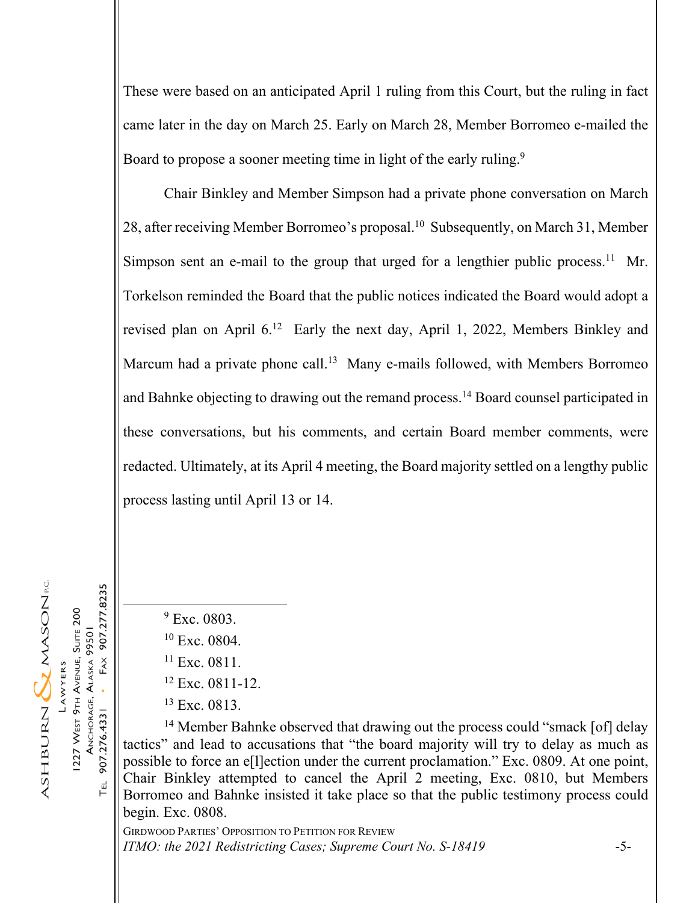These were based on an anticipated April 1 ruling from this Court, but the ruling in fact came later in the day on March 25. Early on March 28, Member Borromeo e-mailed the Board to propose a sooner meeting time in light of the early ruling.[9]

Chair Binkley and Member Simpson had a private phone conversation on March 28, after receiving Member Borromeo's proposal.[10] Subsequently, on March 31, Member Simpson sent an e-mail to the group that urged for a lengthier public process.[11] Mr. Torkelson reminded the Board that the public notices indicated the Board would adopt a revised plan on April 6.[12] Early the next day, April 1, 2022, Members Binkley and Marcum had a private phone call.[13] Many e-mails followed, with Members Borromeo and Bahnke objecting to drawing out the remand process.[14] Board counsel participated in these conversations, but his comments, and certain Board member comments, were redacted. Ultimately, at its April 4 meeting, the Board majority settled on a lengthy public process lasting until April 13 or 14.

---

[9] Exc. 0803.

[10] Exc. 0804.

[11] Exc. 0811.

[12] Exc. 0811-12.

[13] Exc. 0813.

[14] Member Bahnke observed that drawing out the process could "smack [of] delay tactics" and lead to accusations that "the board majority will try to delay as much as possible to force an e[l]ection under the current proclamation." Exc. 0809. At one point, Chair Binkley attempted to cancel the April 2 meeting, Exc. 0810, but Members Borromeo and Bahnke insisted it take place so that the public testimony process could begin. Exc. 0808.

GIRDWOOD PARTIES' OPPOSITION TO PETITION FOR REVIEW
*ITMO: the 2021 Redistricting Cases; Supreme Court No. S-18419*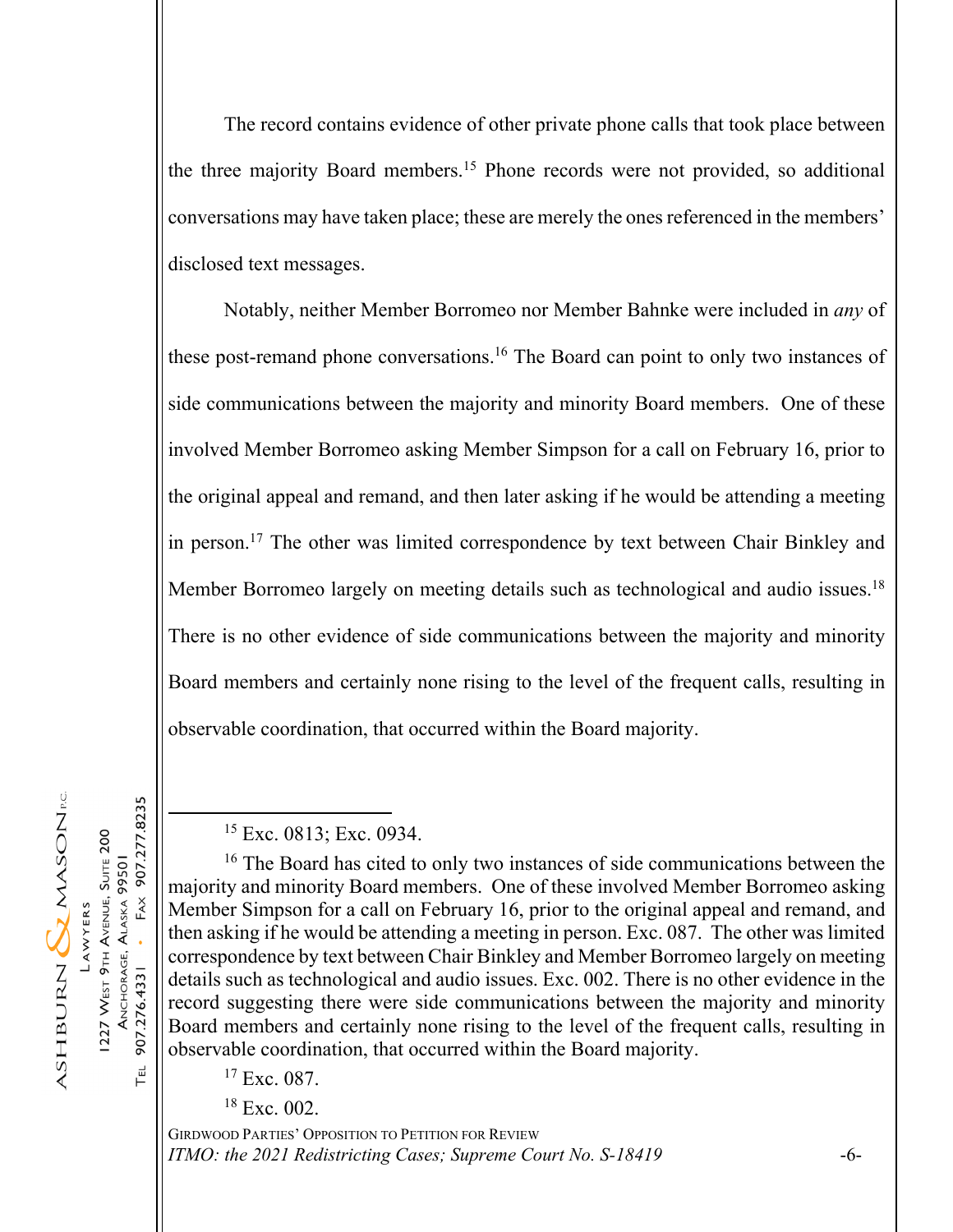The record contains evidence of other private phone calls that took place between the three majority Board members.[15] Phone records were not provided, so additional conversations may have taken place; these are merely the ones referenced in the members' disclosed text messages.

Notably, neither Member Borromeo nor Member Bahnke were included in *any* of these post-remand phone conversations.[16] The Board can point to only two instances of side communications between the majority and minority Board members. One of these involved Member Borromeo asking Member Simpson for a call on February 16, prior to the original appeal and remand, and then later asking if he would be attending a meeting in person.[17] The other was limited correspondence by text between Chair Binkley and Member Borromeo largely on meeting details such as technological and audio issues.[18] There is no other evidence of side communications between the majority and minority Board members and certainly none rising to the level of the frequent calls, resulting in observable coordination, that occurred within the Board majority.

---

[15] Exc. 0813; Exc. 0934.

[16] The Board has cited to only two instances of side communications between the majority and minority Board members. One of these involved Member Borromeo asking Member Simpson for a call on February 16, prior to the original appeal and remand, and then asking if he would be attending a meeting in person. Exc. 087. The other was limited correspondence by text between Chair Binkley and Member Borromeo largely on meeting details such as technological and audio issues. Exc. 002. There is no other evidence in the record suggesting there were side communications between the majority and minority Board members and certainly none rising to the level of the frequent calls, resulting in observable coordination, that occurred within the Board majority.

[17] Exc. 087.

[18] Exc. 002.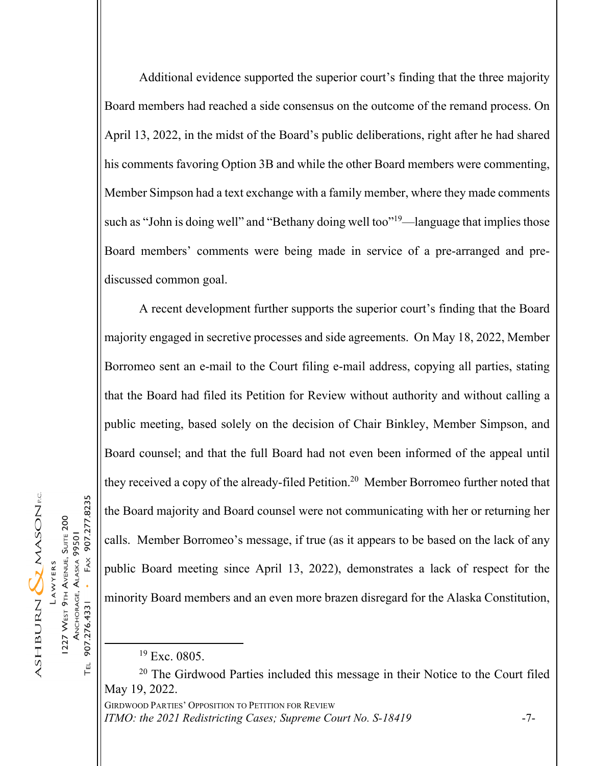Additional evidence supported the superior court's finding that the three majority Board members had reached a side consensus on the outcome of the remand process. On April 13, 2022, in the midst of the Board's public deliberations, right after he had shared his comments favoring Option 3B and while the other Board members were commenting, Member Simpson had a text exchange with a family member, where they made comments such as "John is doing well" and "Bethany doing well too"[19]—language that implies those Board members' comments were being made in service of a pre-arranged and pre-discussed common goal.

A recent development further supports the superior court's finding that the Board majority engaged in secretive processes and side agreements. On May 18, 2022, Member Borromeo sent an e-mail to the Court filing e-mail address, copying all parties, stating that the Board had filed its Petition for Review without authority and without calling a public meeting, based solely on the decision of Chair Binkley, Member Simpson, and Board counsel; and that the full Board had not even been informed of the appeal until they received a copy of the already-filed Petition.[20] Member Borromeo further noted that the Board majority and Board counsel were not communicating with her or returning her calls. Member Borromeo's message, if true (as it appears to be based on the lack of any public Board meeting since April 13, 2022), demonstrates a lack of respect for the minority Board members and an even more brazen disregard for the Alaska Constitution,

---

[19] Exc. 0805.

[20] The Girdwood Parties included this message in their Notice to the Court filed May 19, 2022.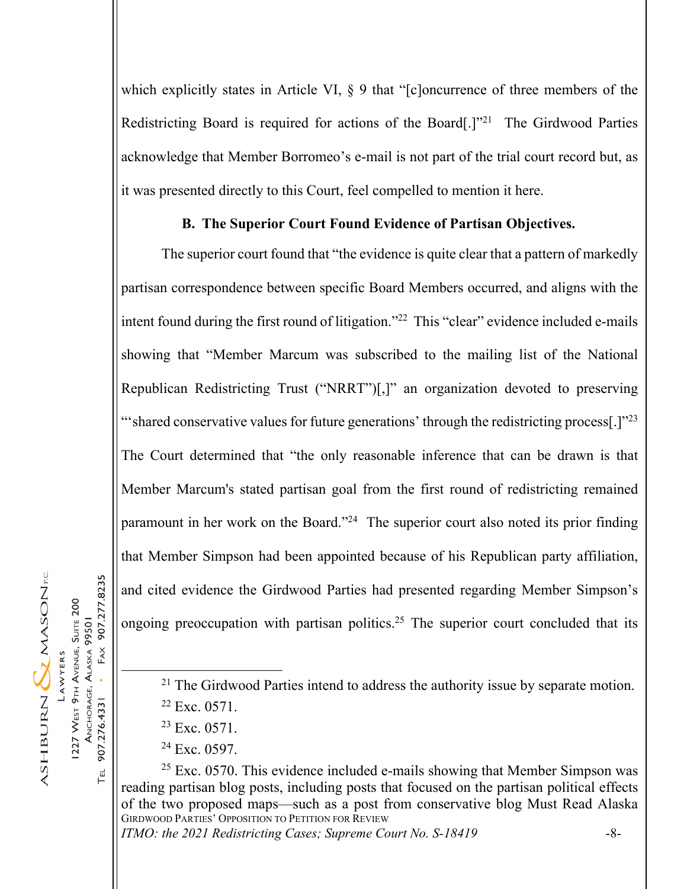which explicitly states in Article VI, § 9 that "[c]oncurrence of three members of the Redistricting Board is required for actions of the Board[.]"[21] The Girdwood Parties acknowledge that Member Borromeo's e-mail is not part of the trial court record but, as it was presented directly to this Court, feel compelled to mention it here.

### B. The Superior Court Found Evidence of Partisan Objectives.

The superior court found that "the evidence is quite clear that a pattern of markedly partisan correspondence between specific Board Members occurred, and aligns with the intent found during the first round of litigation."[22] This "clear" evidence included e-mails showing that "Member Marcum was subscribed to the mailing list of the National Republican Redistricting Trust ("NRRT")[,]" an organization devoted to preserving "'shared conservative values for future generations' through the redistricting process[.]"[23] The Court determined that "the only reasonable inference that can be drawn is that Member Marcum's stated partisan goal from the first round of redistricting remained paramount in her work on the Board."[24] The superior court also noted its prior finding that Member Simpson had been appointed because of his Republican party affiliation, and cited evidence the Girdwood Parties had presented regarding Member Simpson's ongoing preoccupation with partisan politics.[25] The superior court concluded that its

---

[21] The Girdwood Parties intend to address the authority issue by separate motion.

[22] Exc. 0571.

[23] Exc. 0571.

[24] Exc. 0597.

[25] Exc. 0570. This evidence included e-mails showing that Member Simpson was reading partisan blog posts, including posts that focused on the partisan political effects of the two proposed maps—such as a post from conservative blog Must Read Alaska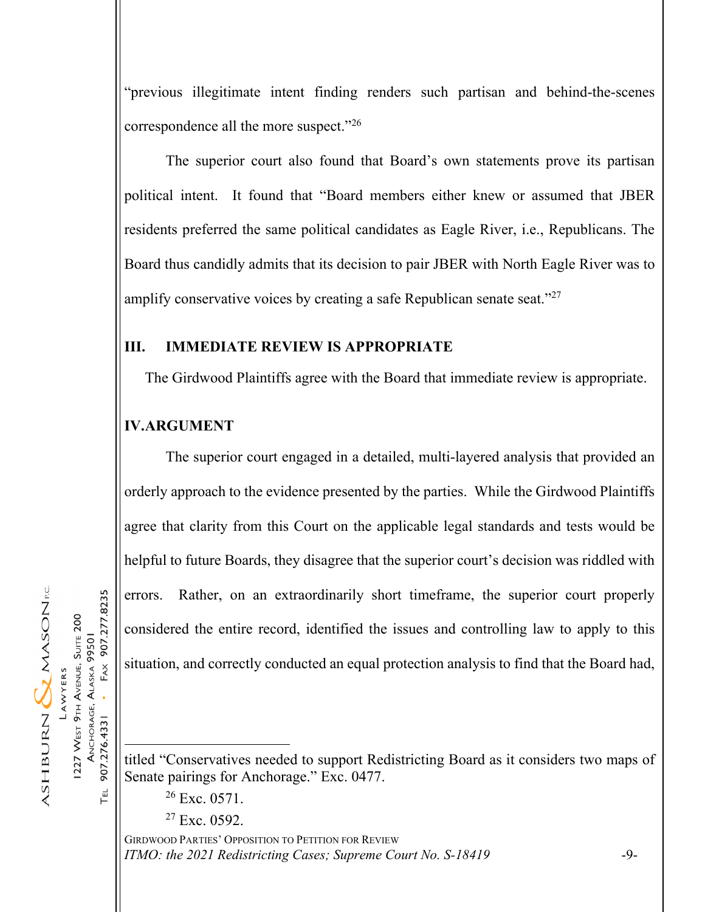"previous illegitimate intent finding renders such partisan and behind-the-scenes correspondence all the more suspect."[26]

The superior court also found that Board's own statements prove its partisan political intent. It found that "Board members either knew or assumed that JBER residents preferred the same political candidates as Eagle River, i.e., Republicans. The Board thus candidly admits that its decision to pair JBER with North Eagle River was to amplify conservative voices by creating a safe Republican senate seat."[27]

## III. IMMEDIATE REVIEW IS APPROPRIATE

The Girdwood Plaintiffs agree with the Board that immediate review is appropriate.

## IV. ARGUMENT

The superior court engaged in a detailed, multi-layered analysis that provided an orderly approach to the evidence presented by the parties. While the Girdwood Plaintiffs agree that clarity from this Court on the applicable legal standards and tests would be helpful to future Boards, they disagree that the superior court's decision was riddled with errors. Rather, on an extraordinarily short timeframe, the superior court properly considered the entire record, identified the issues and controlling law to apply to this situation, and correctly conducted an equal protection analysis to find that the Board had,

---

titled "Conservatives needed to support Redistricting Board as it considers two maps of Senate pairings for Anchorage." Exc. 0477.

[26] Exc. 0571.

[27] Exc. 0592.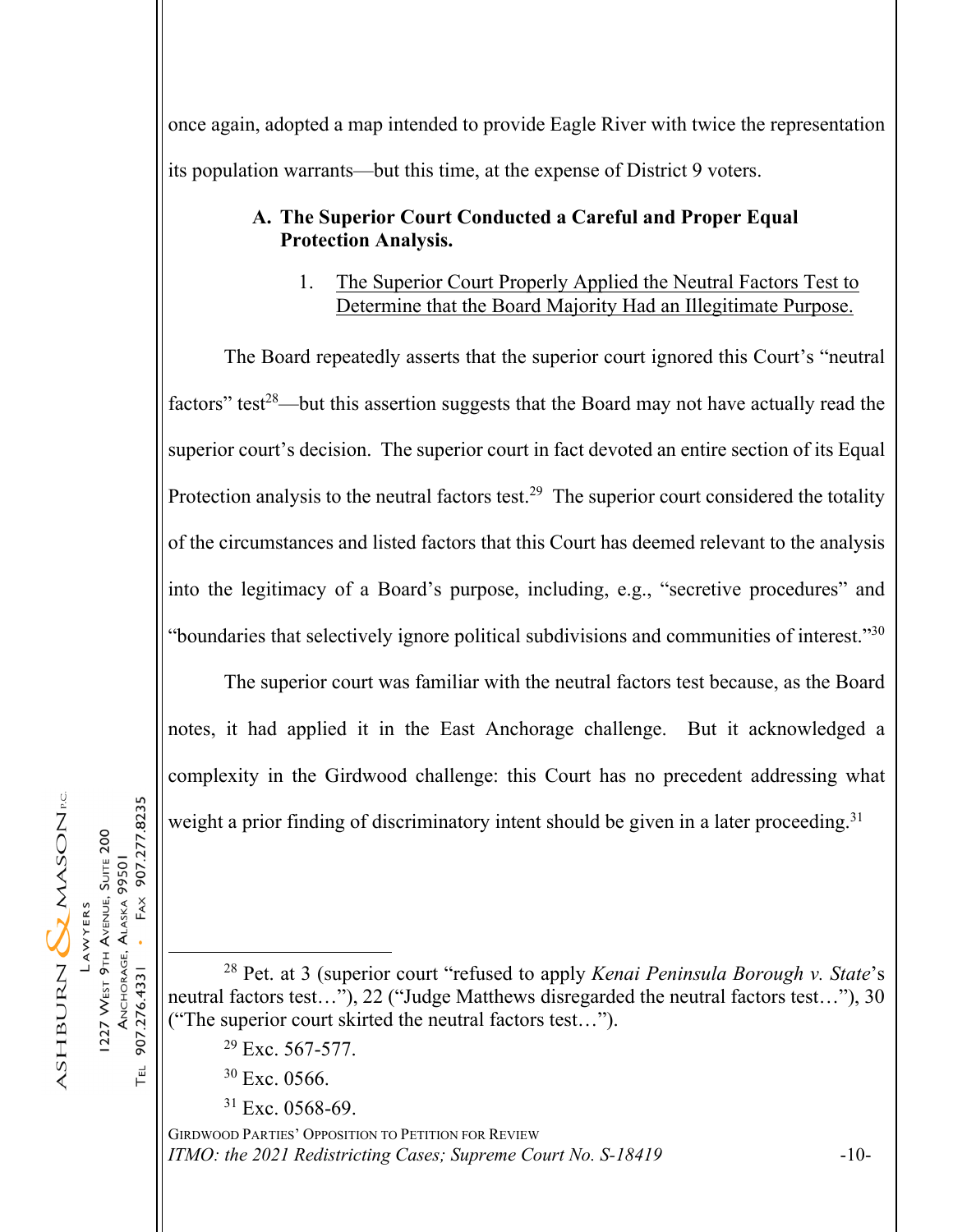once again, adopted a map intended to provide Eagle River with twice the representation its population warrants—but this time, at the expense of District 9 voters.

### A. The Superior Court Conducted a Careful and Proper Equal Protection Analysis.

#### 1. The Superior Court Properly Applied the Neutral Factors Test to Determine that the Board Majority Had an Illegitimate Purpose.

The Board repeatedly asserts that the superior court ignored this Court's "neutral factors" test[28]—but this assertion suggests that the Board may not have actually read the superior court's decision. The superior court in fact devoted an entire section of its Equal Protection analysis to the neutral factors test.[29] The superior court considered the totality of the circumstances and listed factors that this Court has deemed relevant to the analysis into the legitimacy of a Board's purpose, including, e.g., "secretive procedures" and "boundaries that selectively ignore political subdivisions and communities of interest."[30]

The superior court was familiar with the neutral factors test because, as the Board notes, it had applied it in the East Anchorage challenge. But it acknowledged a complexity in the Girdwood challenge: this Court has no precedent addressing what weight a prior finding of discriminatory intent should be given in a later proceeding.[31]

---

[28] Pet. at 3 (superior court "refused to apply *Kenai Peninsula Borough v. State*'s neutral factors test…"), 22 ("Judge Matthews disregarded the neutral factors test…"), 30 ("The superior court skirted the neutral factors test…").

[29] Exc. 567-577.

[30] Exc. 0566.

[31] Exc. 0568-69.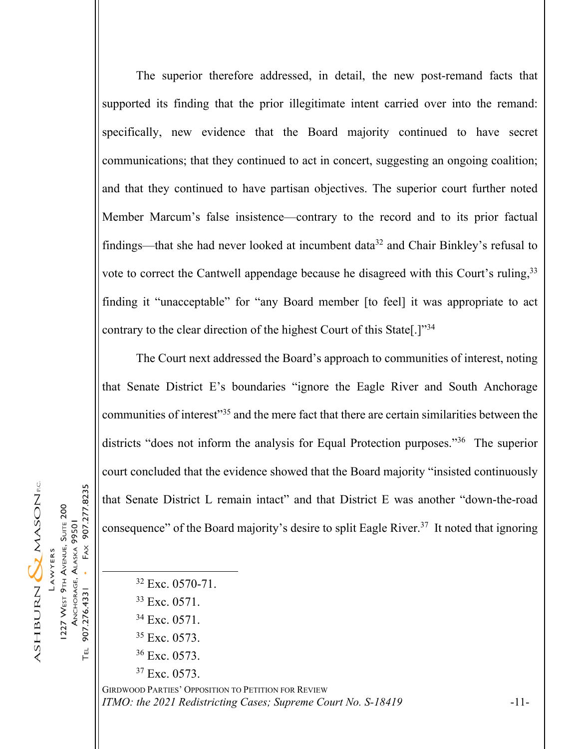The superior therefore addressed, in detail, the new post-remand facts that supported its finding that the prior illegitimate intent carried over into the remand: specifically, new evidence that the Board majority continued to have secret communications; that they continued to act in concert, suggesting an ongoing coalition; and that they continued to have partisan objectives. The superior court further noted Member Marcum's false insistence—contrary to the record and to its prior factual findings—that she had never looked at incumbent data[32] and Chair Binkley's refusal to vote to correct the Cantwell appendage because he disagreed with this Court's ruling,[33] finding it "unacceptable" for "any Board member [to feel] it was appropriate to act contrary to the clear direction of the highest Court of this State[.]"[34]

The Court next addressed the Board's approach to communities of interest, noting that Senate District E's boundaries "ignore the Eagle River and South Anchorage communities of interest"[35] and the mere fact that there are certain similarities between the districts "does not inform the analysis for Equal Protection purposes."[36] The superior court concluded that the evidence showed that the Board majority "insisted continuously that Senate District L remain intact" and that District E was another "down-the-road consequence" of the Board majority's desire to split Eagle River.[37] It noted that ignoring

---

[32] Exc. 0570-71.

[33] Exc. 0571.

[34] Exc. 0571.

[35] Exc. 0573.

[36] Exc. 0573.

[37] Exc. 0573.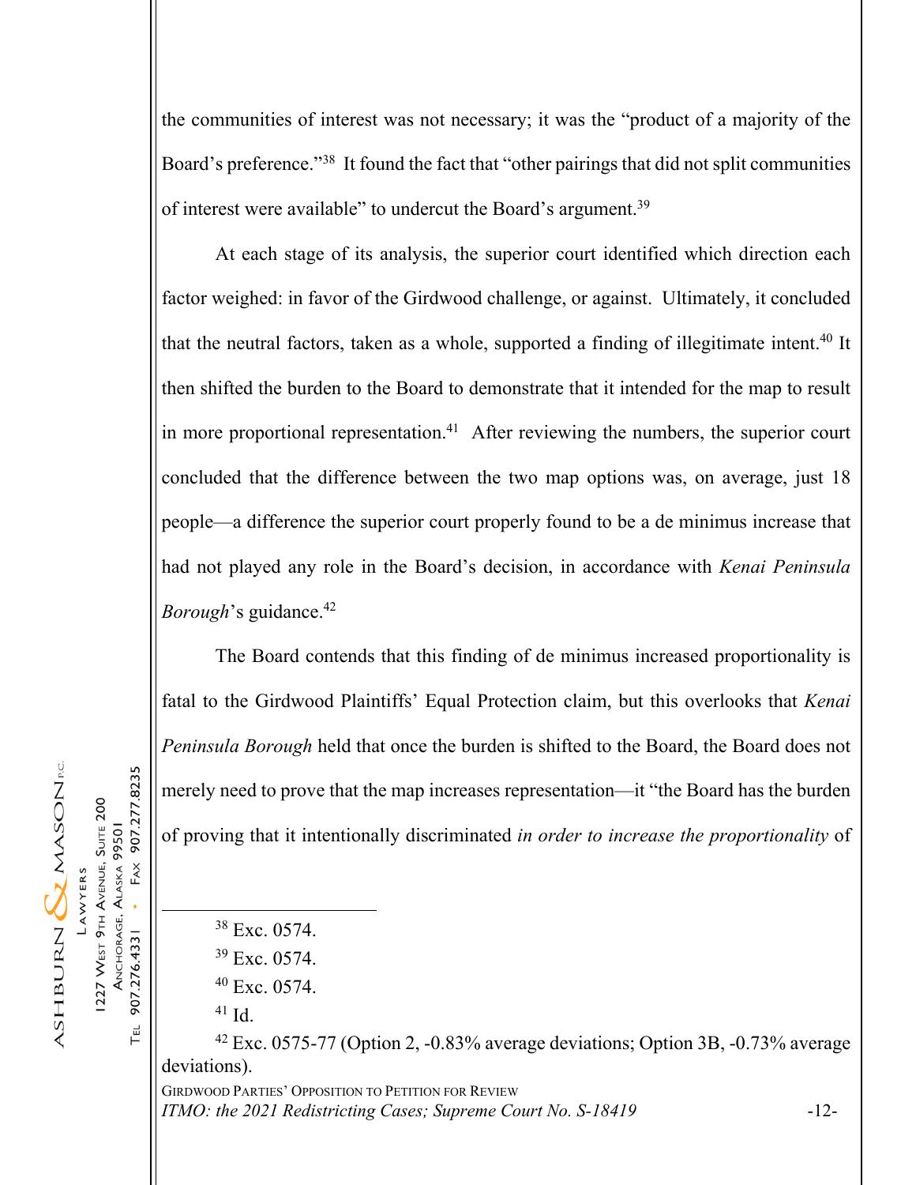the communities of interest was not necessary; it was the "product of a majority of the Board's preference."[38] It found the fact that "other pairings that did not split communities of interest were available" to undercut the Board's argument.[39]

At each stage of its analysis, the superior court identified which direction each factor weighed: in favor of the Girdwood challenge, or against. Ultimately, it concluded that the neutral factors, taken as a whole, supported a finding of illegitimate intent.[40] It then shifted the burden to the Board to demonstrate that it intended for the map to result in more proportional representation.[41] After reviewing the numbers, the superior court concluded that the difference between the two map options was, on average, just 18 people—a difference the superior court properly found to be a de minimus increase that had not played any role in the Board's decision, in accordance with *Kenai Peninsula Borough*'s guidance.[42]

The Board contends that this finding of de minimus increased proportionality is fatal to the Girdwood Plaintiffs' Equal Protection claim, but this overlooks that *Kenai Peninsula Borough* held that once the burden is shifted to the Board, the Board does not merely need to prove that the map increases representation—it "the Board has the burden of proving that it intentionally discriminated *in order to increase the proportionality* of

---

[38] Exc. 0574.

[39] Exc. 0574.

[40] Exc. 0574.

[41] Id.

[42] Exc. 0575-77 (Option 2, -0.83% average deviations; Option 3B, -0.73% average deviations).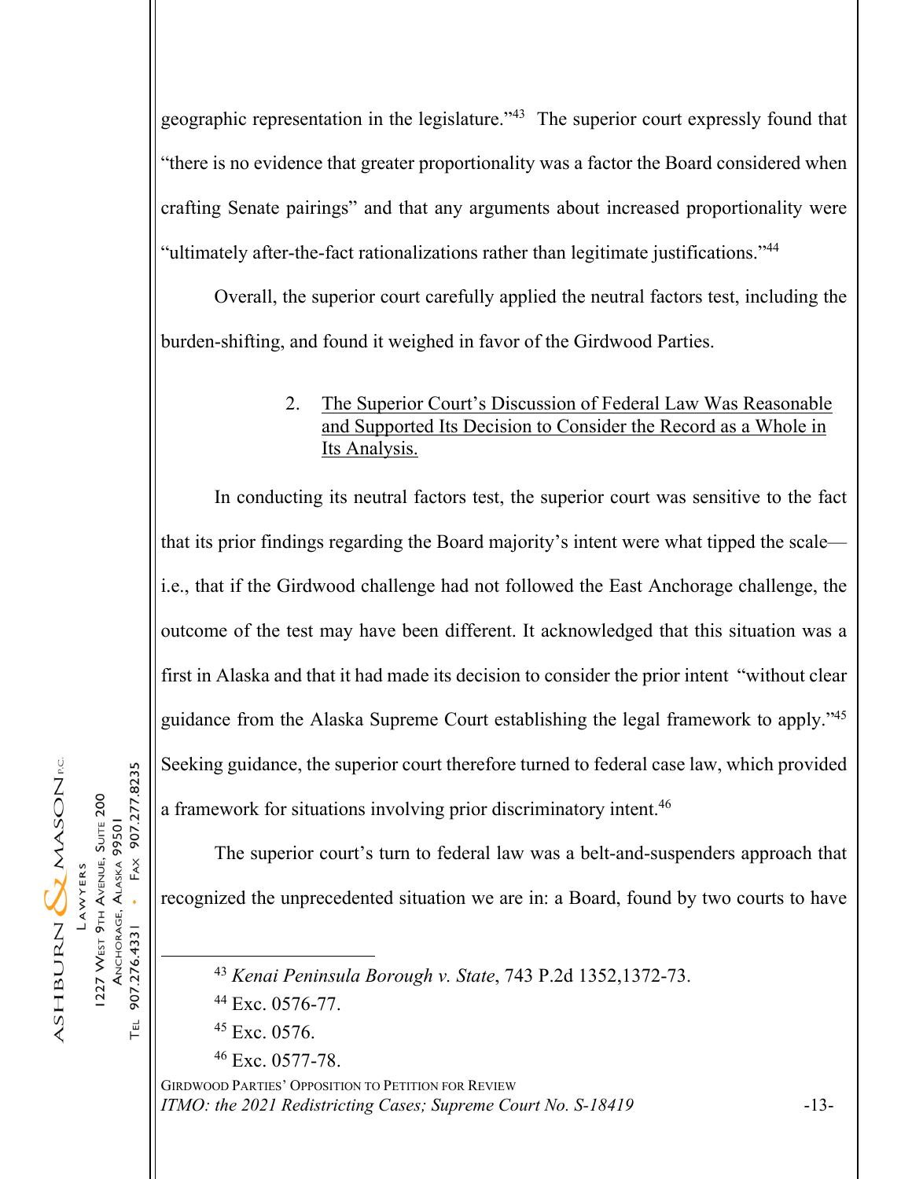geographic representation in the legislature."[43] The superior court expressly found that "there is no evidence that greater proportionality was a factor the Board considered when crafting Senate pairings" and that any arguments about increased proportionality were "ultimately after-the-fact rationalizations rather than legitimate justifications."[44]

Overall, the superior court carefully applied the neutral factors test, including the burden-shifting, and found it weighed in favor of the Girdwood Parties.

2. The Superior Court's Discussion of Federal Law Was Reasonable and Supported Its Decision to Consider the Record as a Whole in Its Analysis.

In conducting its neutral factors test, the superior court was sensitive to the fact that its prior findings regarding the Board majority's intent were what tipped the scale—i.e., that if the Girdwood challenge had not followed the East Anchorage challenge, the outcome of the test may have been different. It acknowledged that this situation was a first in Alaska and that it had made its decision to consider the prior intent "without clear guidance from the Alaska Supreme Court establishing the legal framework to apply."[45] Seeking guidance, the superior court therefore turned to federal case law, which provided a framework for situations involving prior discriminatory intent.[46]

The superior court's turn to federal law was a belt-and-suspenders approach that recognized the unprecedented situation we are in: a Board, found by two courts to have

---

[43] *Kenai Peninsula Borough v. State*, 743 P.2d 1352,1372-73.

[44] Exc. 0576-77.

[45] Exc. 0576.

[46] Exc. 0577-78.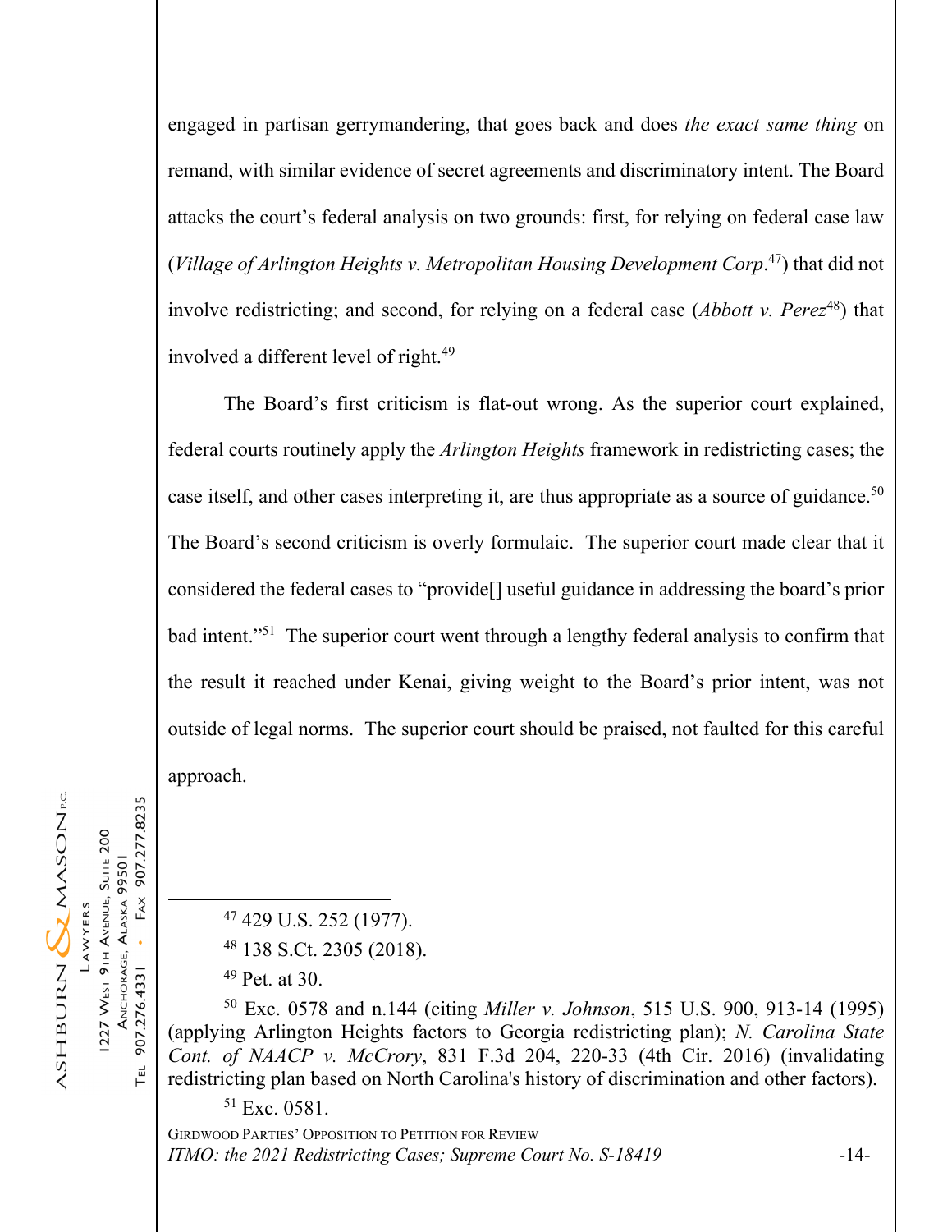engaged in partisan gerrymandering, that goes back and does *the exact same thing* on remand, with similar evidence of secret agreements and discriminatory intent. The Board attacks the court's federal analysis on two grounds: first, for relying on federal case law (*Village of Arlington Heights v. Metropolitan Housing Development Corp*.[47]) that did not involve redistricting; and second, for relying on a federal case (*Abbott v. Perez*[48]) that involved a different level of right.[49]

The Board's first criticism is flat-out wrong. As the superior court explained, federal courts routinely apply the *Arlington Heights* framework in redistricting cases; the case itself, and other cases interpreting it, are thus appropriate as a source of guidance.[50] The Board's second criticism is overly formulaic. The superior court made clear that it considered the federal cases to "provide[] useful guidance in addressing the board's prior bad intent."[51] The superior court went through a lengthy federal analysis to confirm that the result it reached under Kenai, giving weight to the Board's prior intent, was not outside of legal norms. The superior court should be praised, not faulted for this careful approach.

---

[47] 429 U.S. 252 (1977).

[48] 138 S.Ct. 2305 (2018).

[49] Pet. at 30.

[50] Exc. 0578 and n.144 (citing *Miller v. Johnson*, 515 U.S. 900, 913-14 (1995) (applying Arlington Heights factors to Georgia redistricting plan); *N. Carolina State Cont. of NAACP v. McCrory*, 831 F.3d 204, 220-33 (4th Cir. 2016) (invalidating redistricting plan based on North Carolina's history of discrimination and other factors).

[51] Exc. 0581.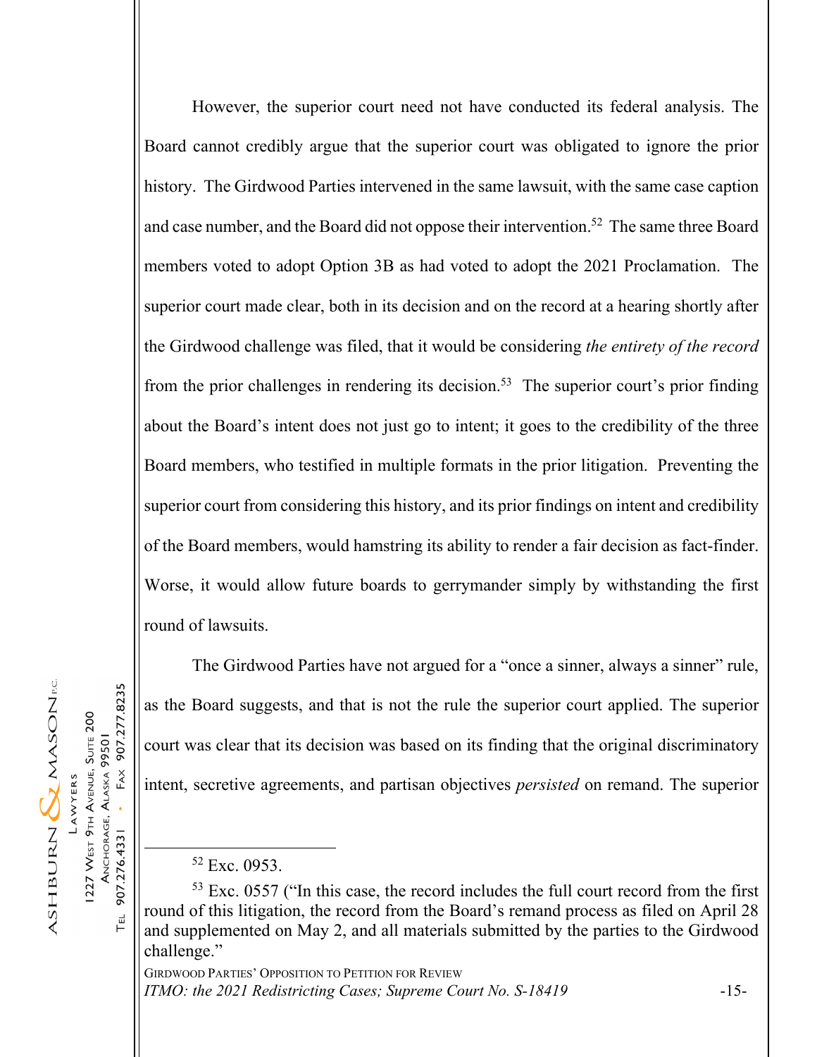However, the superior court need not have conducted its federal analysis. The Board cannot credibly argue that the superior court was obligated to ignore the prior history. The Girdwood Parties intervened in the same lawsuit, with the same case caption and case number, and the Board did not oppose their intervention.[52] The same three Board members voted to adopt Option 3B as had voted to adopt the 2021 Proclamation. The superior court made clear, both in its decision and on the record at a hearing shortly after the Girdwood challenge was filed, that it would be considering *the entirety of the record* from the prior challenges in rendering its decision.[53] The superior court's prior finding about the Board's intent does not just go to intent; it goes to the credibility of the three Board members, who testified in multiple formats in the prior litigation. Preventing the superior court from considering this history, and its prior findings on intent and credibility of the Board members, would hamstring its ability to render a fair decision as fact-finder. Worse, it would allow future boards to gerrymander simply by withstanding the first round of lawsuits.

The Girdwood Parties have not argued for a "once a sinner, always a sinner" rule, as the Board suggests, and that is not the rule the superior court applied. The superior court was clear that its decision was based on its finding that the original discriminatory intent, secretive agreements, and partisan objectives *persisted* on remand. The superior

---

[52] Exc. 0953.

[53] Exc. 0557 ("In this case, the record includes the full court record from the first round of this litigation, the record from the Board's remand process as filed on April 28 and supplemented on May 2, and all materials submitted by the parties to the Girdwood challenge."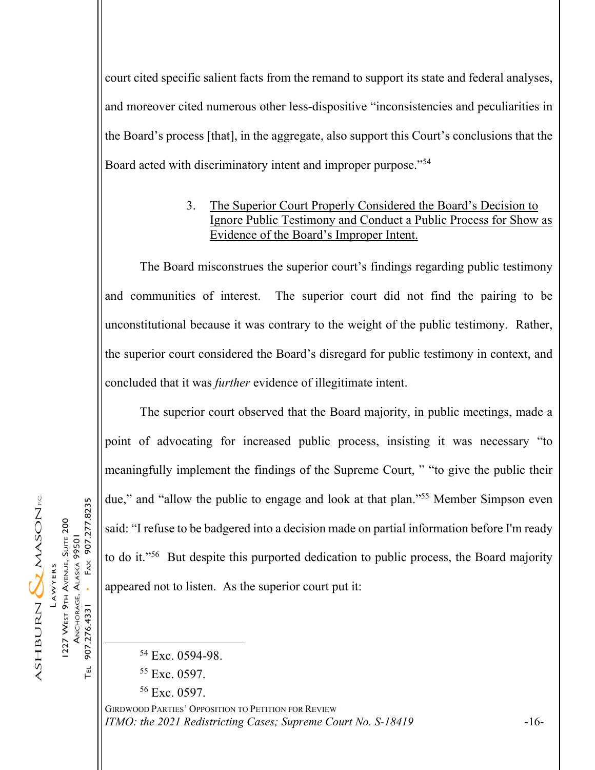court cited specific salient facts from the remand to support its state and federal analyses, and moreover cited numerous other less-dispositive "inconsistencies and peculiarities in the Board's process [that], in the aggregate, also support this Court's conclusions that the Board acted with discriminatory intent and improper purpose."[54]

3. The Superior Court Properly Considered the Board's Decision to Ignore Public Testimony and Conduct a Public Process for Show as Evidence of the Board's Improper Intent.

The Board misconstrues the superior court's findings regarding public testimony and communities of interest. The superior court did not find the pairing to be unconstitutional because it was contrary to the weight of the public testimony. Rather, the superior court considered the Board's disregard for public testimony in context, and concluded that it was *further* evidence of illegitimate intent.

The superior court observed that the Board majority, in public meetings, made a point of advocating for increased public process, insisting it was necessary "to meaningfully implement the findings of the Supreme Court, " "to give the public their due," and "allow the public to engage and look at that plan."[55] Member Simpson even said: "I refuse to be badgered into a decision made on partial information before I'm ready to do it."[56] But despite this purported dedication to public process, the Board majority appeared not to listen. As the superior court put it:

---

[54] Exc. 0594-98.

[55] Exc. 0597.

[56] Exc. 0597.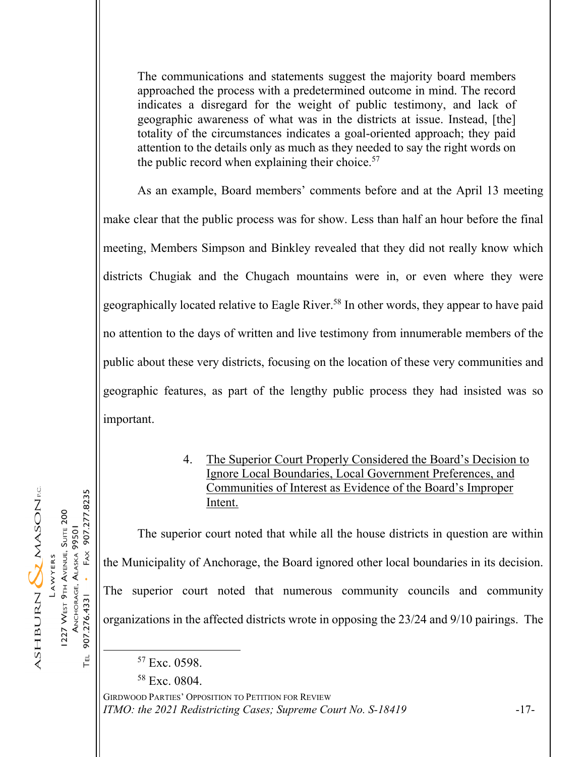> The communications and statements suggest the majority board members approached the process with a predetermined outcome in mind. The record indicates a disregard for the weight of public testimony, and lack of geographic awareness of what was in the districts at issue. Instead, [the] totality of the circumstances indicates a goal-oriented approach; they paid attention to the details only as much as they needed to say the right words on the public record when explaining their choice.[57]

As an example, Board members' comments before and at the April 13 meeting make clear that the public process was for show. Less than half an hour before the final meeting, Members Simpson and Binkley revealed that they did not really know which districts Chugiak and the Chugach mountains were in, or even where they were geographically located relative to Eagle River.[58] In other words, they appear to have paid no attention to the days of written and live testimony from innumerable members of the public about these very districts, focusing on the location of these very communities and geographic features, as part of the lengthy public process they had insisted was so important.

4. <u>The Superior Court Properly Considered the Board's Decision to Ignore Local Boundaries, Local Government Preferences, and Communities of Interest as Evidence of the Board's Improper Intent.</u>

The superior court noted that while all the house districts in question are within the Municipality of Anchorage, the Board ignored other local boundaries in its decision. The superior court noted that numerous community councils and community organizations in the affected districts wrote in opposing the 23/24 and 9/10 pairings. The

[57] Exc. 0598.

[58] Exc. 0804.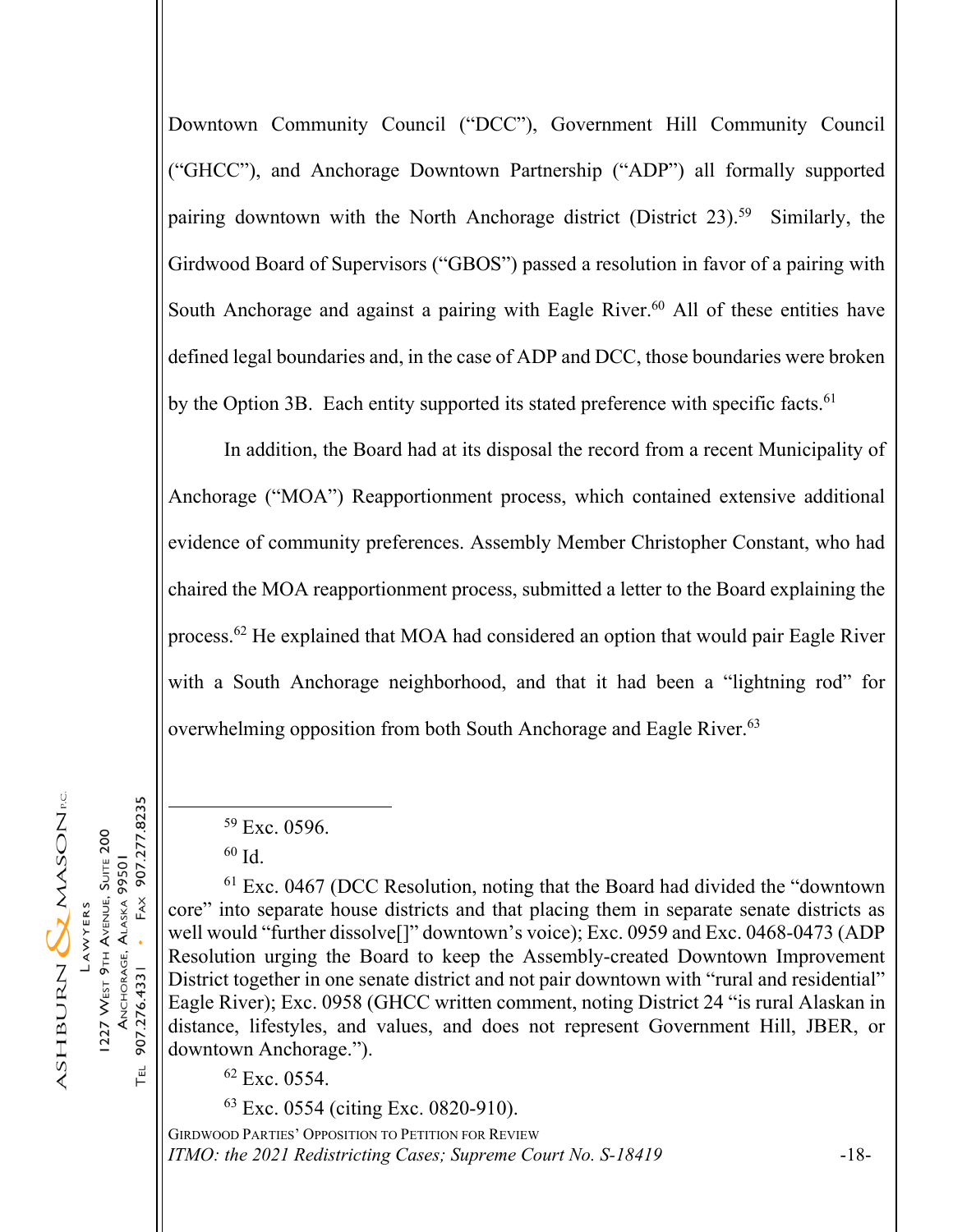Downtown Community Council ("DCC"), Government Hill Community Council ("GHCC"), and Anchorage Downtown Partnership ("ADP") all formally supported pairing downtown with the North Anchorage district (District 23).[59] Similarly, the Girdwood Board of Supervisors ("GBOS") passed a resolution in favor of a pairing with South Anchorage and against a pairing with Eagle River.[60] All of these entities have defined legal boundaries and, in the case of ADP and DCC, those boundaries were broken by the Option 3B. Each entity supported its stated preference with specific facts.[61]

In addition, the Board had at its disposal the record from a recent Municipality of Anchorage ("MOA") Reapportionment process, which contained extensive additional evidence of community preferences. Assembly Member Christopher Constant, who had chaired the MOA reapportionment process, submitted a letter to the Board explaining the process.[62] He explained that MOA had considered an option that would pair Eagle River with a South Anchorage neighborhood, and that it had been a "lightning rod" for overwhelming opposition from both South Anchorage and Eagle River.[63]

---

[59] Exc. 0596.

[60] Id.

[61] Exc. 0467 (DCC Resolution, noting that the Board had divided the "downtown core" into separate house districts and that placing them in separate senate districts as well would "further dissolve[]" downtown's voice); Exc. 0959 and Exc. 0468-0473 (ADP Resolution urging the Board to keep the Assembly-created Downtown Improvement District together in one senate district and not pair downtown with "rural and residential" Eagle River); Exc. 0958 (GHCC written comment, noting District 24 "is rural Alaskan in distance, lifestyles, and values, and does not represent Government Hill, JBER, or downtown Anchorage.").

[62] Exc. 0554.

[63] Exc. 0554 (citing Exc. 0820-910).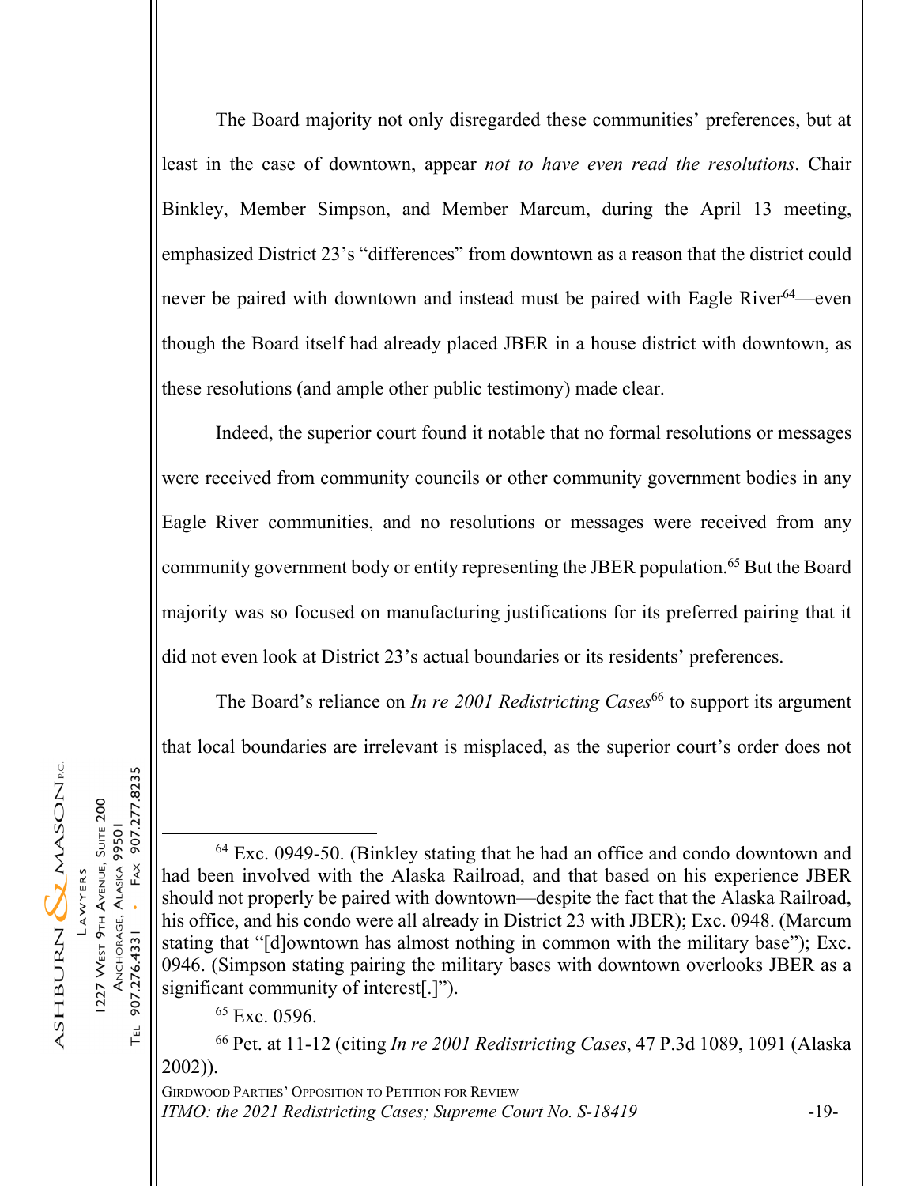The Board majority not only disregarded these communities' preferences, but at least in the case of downtown, appear *not to have even read the resolutions*. Chair Binkley, Member Simpson, and Member Marcum, during the April 13 meeting, emphasized District 23's "differences" from downtown as a reason that the district could never be paired with downtown and instead must be paired with Eagle River[64]—even though the Board itself had already placed JBER in a house district with downtown, as these resolutions (and ample other public testimony) made clear.

Indeed, the superior court found it notable that no formal resolutions or messages were received from community councils or other community government bodies in any Eagle River communities, and no resolutions or messages were received from any community government body or entity representing the JBER population.[65] But the Board majority was so focused on manufacturing justifications for its preferred pairing that it did not even look at District 23's actual boundaries or its residents' preferences.

The Board's reliance on *In re 2001 Redistricting Cases*[66] to support its argument that local boundaries are irrelevant is misplaced, as the superior court's order does not

---

[64] Exc. 0949-50. (Binkley stating that he had an office and condo downtown and had been involved with the Alaska Railroad, and that based on his experience JBER should not properly be paired with downtown—despite the fact that the Alaska Railroad, his office, and his condo were all already in District 23 with JBER); Exc. 0948. (Marcum stating that "[d]owntown has almost nothing in common with the military base"); Exc. 0946. (Simpson stating pairing the military bases with downtown overlooks JBER as a significant community of interest[.]").

[65] Exc. 0596.

[66] Pet. at 11-12 (citing *In re 2001 Redistricting Cases*, 47 P.3d 1089, 1091 (Alaska 2002)).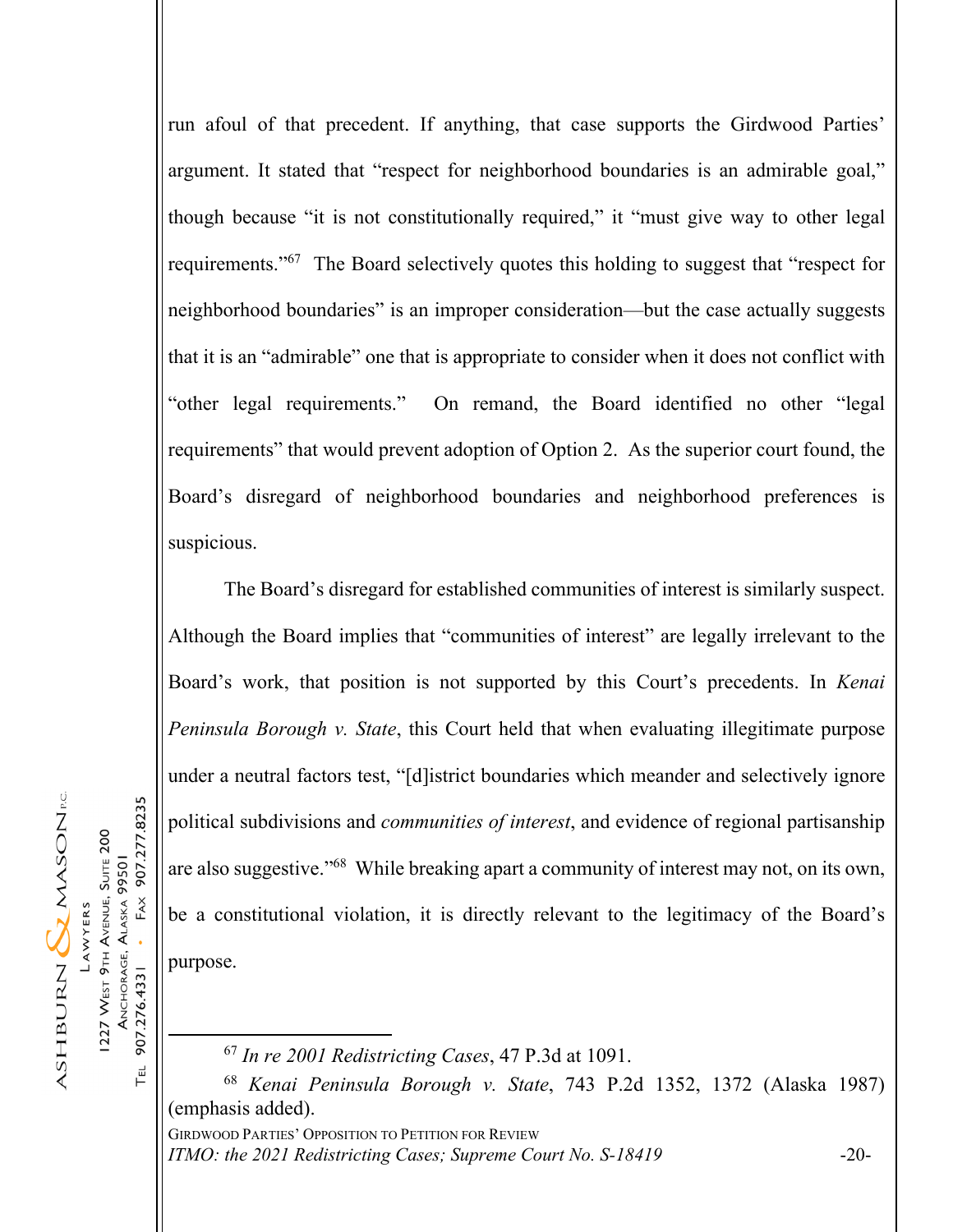run afoul of that precedent. If anything, that case supports the Girdwood Parties' argument. It stated that "respect for neighborhood boundaries is an admirable goal," though because "it is not constitutionally required," it "must give way to other legal requirements."[67] The Board selectively quotes this holding to suggest that "respect for neighborhood boundaries" is an improper consideration—but the case actually suggests that it is an "admirable" one that is appropriate to consider when it does not conflict with "other legal requirements." On remand, the Board identified no other "legal requirements" that would prevent adoption of Option 2. As the superior court found, the Board's disregard of neighborhood boundaries and neighborhood preferences is suspicious.

The Board's disregard for established communities of interest is similarly suspect. Although the Board implies that "communities of interest" are legally irrelevant to the Board's work, that position is not supported by this Court's precedents. In *Kenai Peninsula Borough v. State*, this Court held that when evaluating illegitimate purpose under a neutral factors test, "[d]istrict boundaries which meander and selectively ignore political subdivisions and *communities of interest*, and evidence of regional partisanship are also suggestive."[68] While breaking apart a community of interest may not, on its own, be a constitutional violation, it is directly relevant to the legitimacy of the Board's purpose.

---

[67] *In re 2001 Redistricting Cases*, 47 P.3d at 1091.

[68] *Kenai Peninsula Borough v. State*, 743 P.2d 1352, 1372 (Alaska 1987) (emphasis added).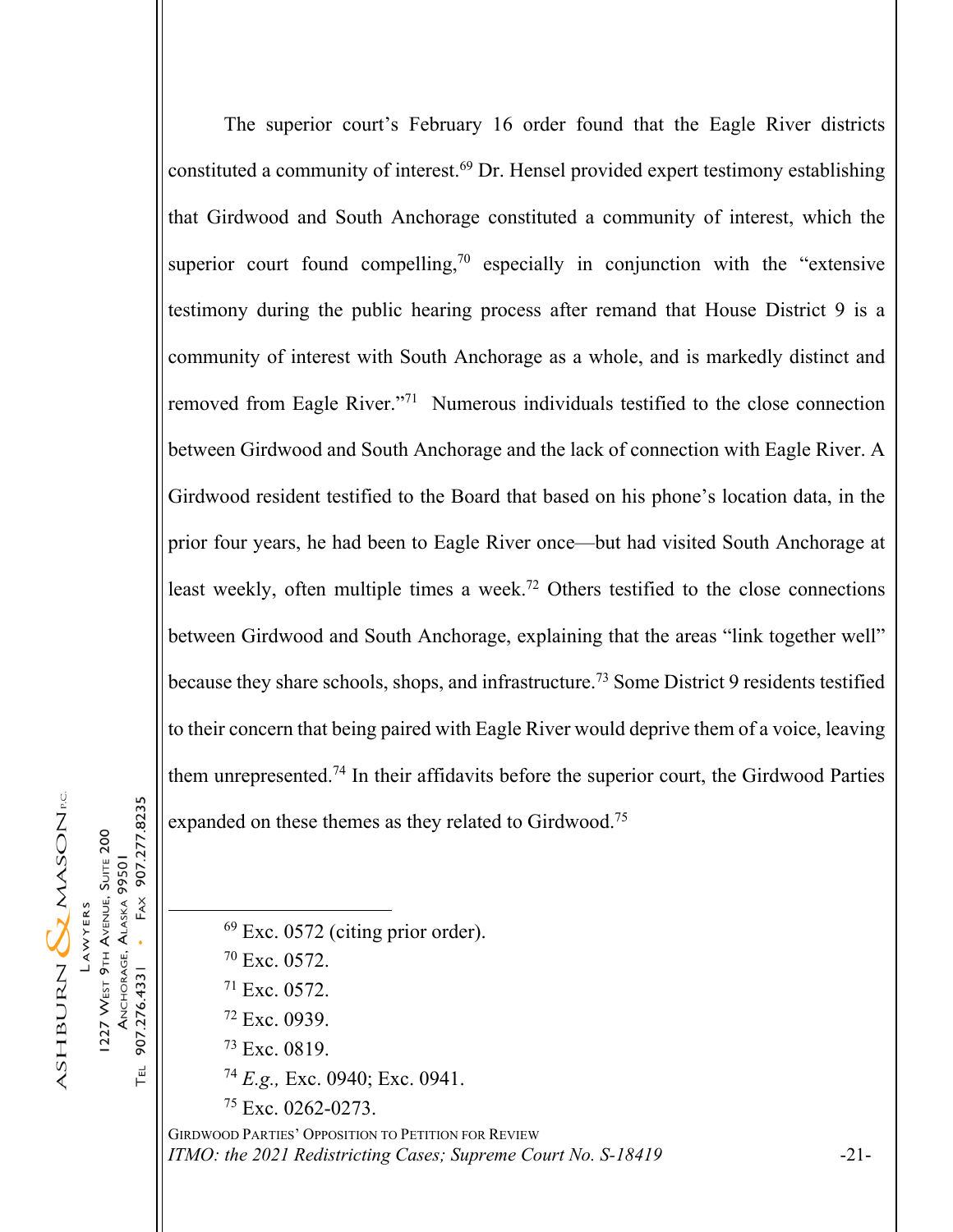The superior court's February 16 order found that the Eagle River districts constituted a community of interest.[69] Dr. Hensel provided expert testimony establishing that Girdwood and South Anchorage constituted a community of interest, which the superior court found compelling,[70] especially in conjunction with the "extensive testimony during the public hearing process after remand that House District 9 is a community of interest with South Anchorage as a whole, and is markedly distinct and removed from Eagle River."[71] Numerous individuals testified to the close connection between Girdwood and South Anchorage and the lack of connection with Eagle River. A Girdwood resident testified to the Board that based on his phone's location data, in the prior four years, he had been to Eagle River once—but had visited South Anchorage at least weekly, often multiple times a week.[72] Others testified to the close connections between Girdwood and South Anchorage, explaining that the areas "link together well" because they share schools, shops, and infrastructure.[73] Some District 9 residents testified to their concern that being paired with Eagle River would deprive them of a voice, leaving them unrepresented.[74] In their affidavits before the superior court, the Girdwood Parties expanded on these themes as they related to Girdwood.[75]

---

[69] Exc. 0572 (citing prior order).

[70] Exc. 0572.

[71] Exc. 0572.

[72] Exc. 0939.

[73] Exc. 0819.

[74] *E.g.,* Exc. 0940; Exc. 0941.

[75] Exc. 0262-0273.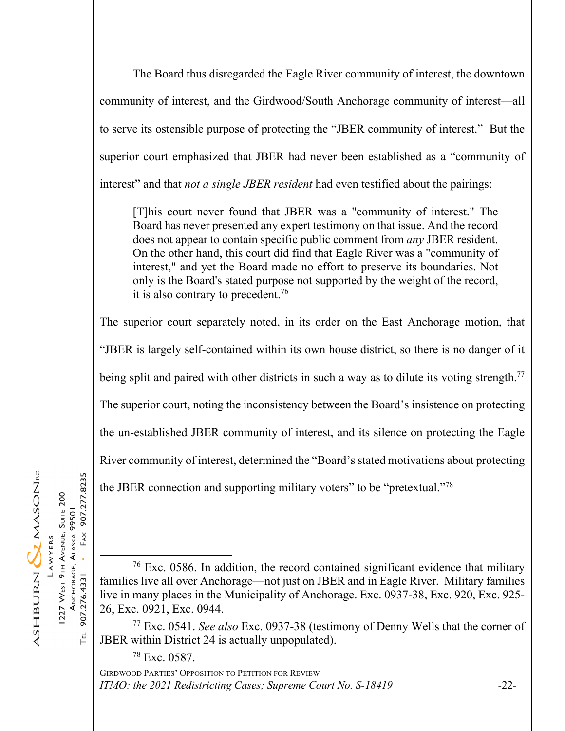The Board thus disregarded the Eagle River community of interest, the downtown community of interest, and the Girdwood/South Anchorage community of interest—all to serve its ostensible purpose of protecting the "JBER community of interest." But the superior court emphasized that JBER had never been established as a "community of interest" and that *not a single JBER resident* had even testified about the pairings:

> [T]his court never found that JBER was a "community of interest." The Board has never presented any expert testimony on that issue. And the record does not appear to contain specific public comment from *any* JBER resident. On the other hand, this court did find that Eagle River was a "community of interest," and yet the Board made no effort to preserve its boundaries. Not only is the Board's stated purpose not supported by the weight of the record, it is also contrary to precedent.[76]

The superior court separately noted, in its order on the East Anchorage motion, that "JBER is largely self-contained within its own house district, so there is no danger of it being split and paired with other districts in such a way as to dilute its voting strength.[77] The superior court, noting the inconsistency between the Board's insistence on protecting the un-established JBER community of interest, and its silence on protecting the Eagle River community of interest, determined the "Board's stated motivations about protecting the JBER connection and supporting military voters" to be "pretextual."[78]

---

[76] Exc. 0586. In addition, the record contained significant evidence that military families live all over Anchorage—not just on JBER and in Eagle River. Military families live in many places in the Municipality of Anchorage. Exc. 0937-38, Exc. 920, Exc. 925-26, Exc. 0921, Exc. 0944.

[77] Exc. 0541. *See also* Exc. 0937-38 (testimony of Denny Wells that the corner of JBER within District 24 is actually unpopulated).

[78] Exc. 0587.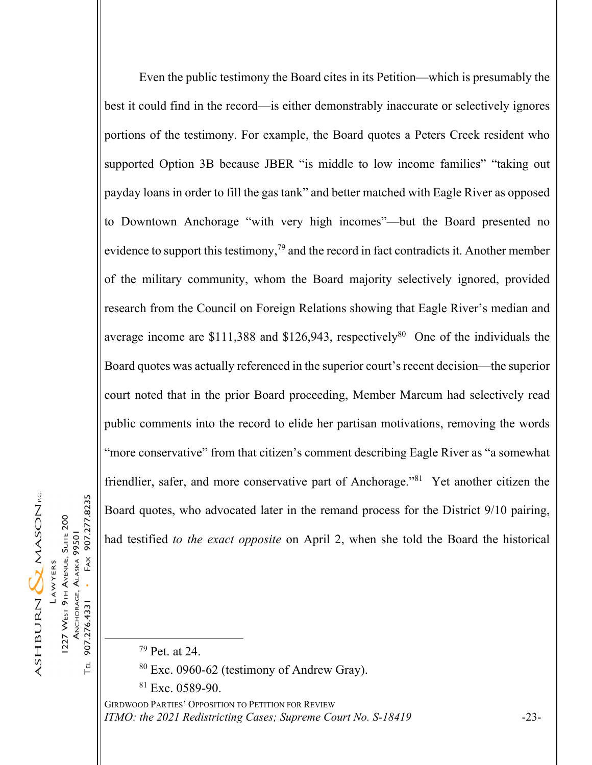Even the public testimony the Board cites in its Petition—which is presumably the best it could find in the record—is either demonstrably inaccurate or selectively ignores portions of the testimony. For example, the Board quotes a Peters Creek resident who supported Option 3B because JBER "is middle to low income families" "taking out payday loans in order to fill the gas tank" and better matched with Eagle River as opposed to Downtown Anchorage "with very high incomes"—but the Board presented no evidence to support this testimony,[79] and the record in fact contradicts it. Another member of the military community, whom the Board majority selectively ignored, provided research from the Council on Foreign Relations showing that Eagle River's median and average income are $111,388 and $126,943, respectively[80] One of the individuals the Board quotes was actually referenced in the superior court's recent decision—the superior court noted that in the prior Board proceeding, Member Marcum had selectively read public comments into the record to elide her partisan motivations, removing the words "more conservative" from that citizen's comment describing Eagle River as "a somewhat friendlier, safer, and more conservative part of Anchorage."[81] Yet another citizen the Board quotes, who advocated later in the remand process for the District 9/10 pairing, had testified *to the exact opposite* on April 2, when she told the Board the historical

---

[79] Pet. at 24.

[80] Exc. 0960-62 (testimony of Andrew Gray).

[81] Exc. 0589-90.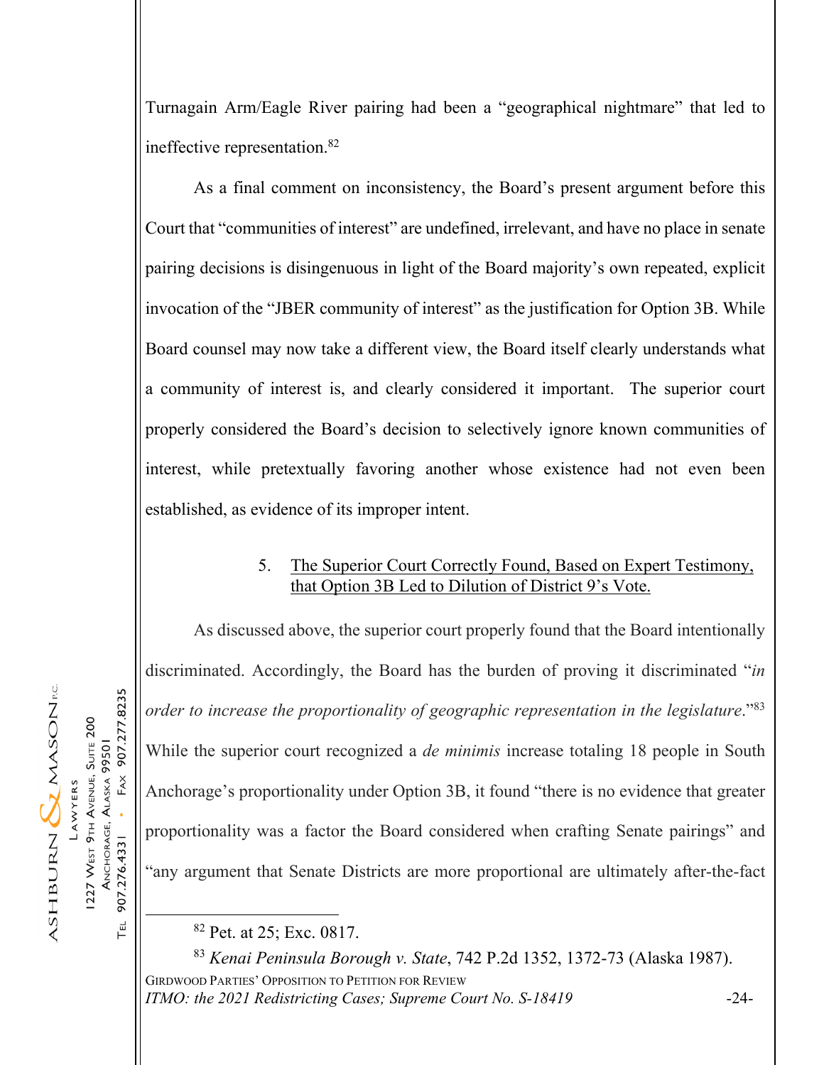Turnagain Arm/Eagle River pairing had been a "geographical nightmare" that led to ineffective representation.[82]

As a final comment on inconsistency, the Board's present argument before this Court that "communities of interest" are undefined, irrelevant, and have no place in senate pairing decisions is disingenuous in light of the Board majority's own repeated, explicit invocation of the "JBER community of interest" as the justification for Option 3B. While Board counsel may now take a different view, the Board itself clearly understands what a community of interest is, and clearly considered it important. The superior court properly considered the Board's decision to selectively ignore known communities of interest, while pretextually favoring another whose existence had not even been established, as evidence of its improper intent.

5. <u>The Superior Court Correctly Found, Based on Expert Testimony, that Option 3B Led to Dilution of District 9's Vote.</u>

As discussed above, the superior court properly found that the Board intentionally discriminated. Accordingly, the Board has the burden of proving it discriminated "*in order to increase the proportionality of geographic representation in the legislature*."[83] While the superior court recognized a *de minimis* increase totaling 18 people in South Anchorage's proportionality under Option 3B, it found "there is no evidence that greater proportionality was a factor the Board considered when crafting Senate pairings" and "any argument that Senate Districts are more proportional are ultimately after-the-fact

[82] Pet. at 25; Exc. 0817.

[83] *Kenai Peninsula Borough v. State*, 742 P.2d 1352, 1372-73 (Alaska 1987).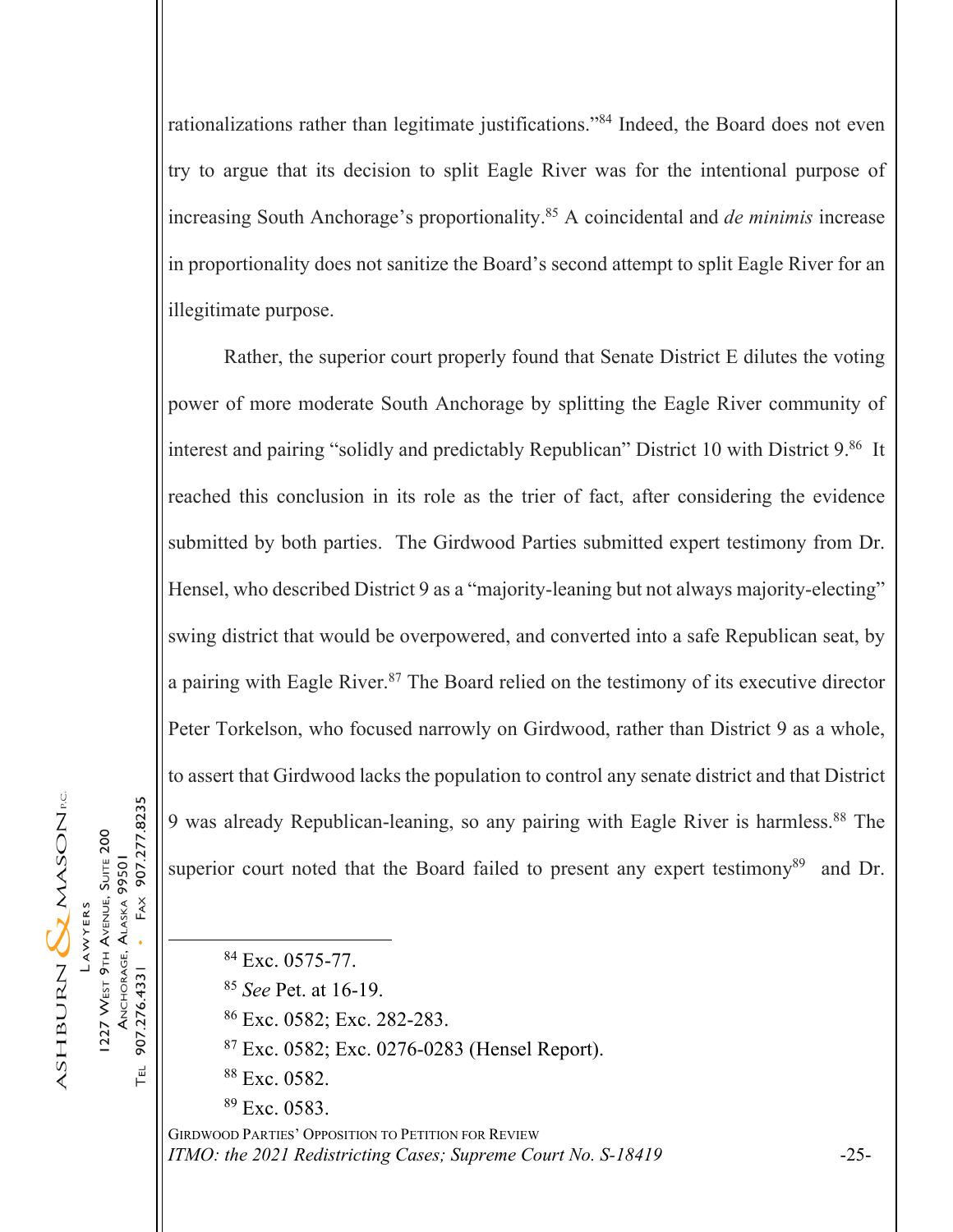rationalizations rather than legitimate justifications."[84] Indeed, the Board does not even try to argue that its decision to split Eagle River was for the intentional purpose of increasing South Anchorage's proportionality.[85] A coincidental and *de minimis* increase in proportionality does not sanitize the Board's second attempt to split Eagle River for an illegitimate purpose.

Rather, the superior court properly found that Senate District E dilutes the voting power of more moderate South Anchorage by splitting the Eagle River community of interest and pairing "solidly and predictably Republican" District 10 with District 9.[86] It reached this conclusion in its role as the trier of fact, after considering the evidence submitted by both parties. The Girdwood Parties submitted expert testimony from Dr. Hensel, who described District 9 as a "majority-leaning but not always majority-electing" swing district that would be overpowered, and converted into a safe Republican seat, by a pairing with Eagle River.[87] The Board relied on the testimony of its executive director Peter Torkelson, who focused narrowly on Girdwood, rather than District 9 as a whole, to assert that Girdwood lacks the population to control any senate district and that District 9 was already Republican-leaning, so any pairing with Eagle River is harmless.[88] The superior court noted that the Board failed to present any expert testimony[89] and Dr.

---

[84] Exc. 0575-77.

[85] *See* Pet. at 16-19.

[86] Exc. 0582; Exc. 282-283.

[87] Exc. 0582; Exc. 0276-0283 (Hensel Report).

[88] Exc. 0582.

[89] Exc. 0583.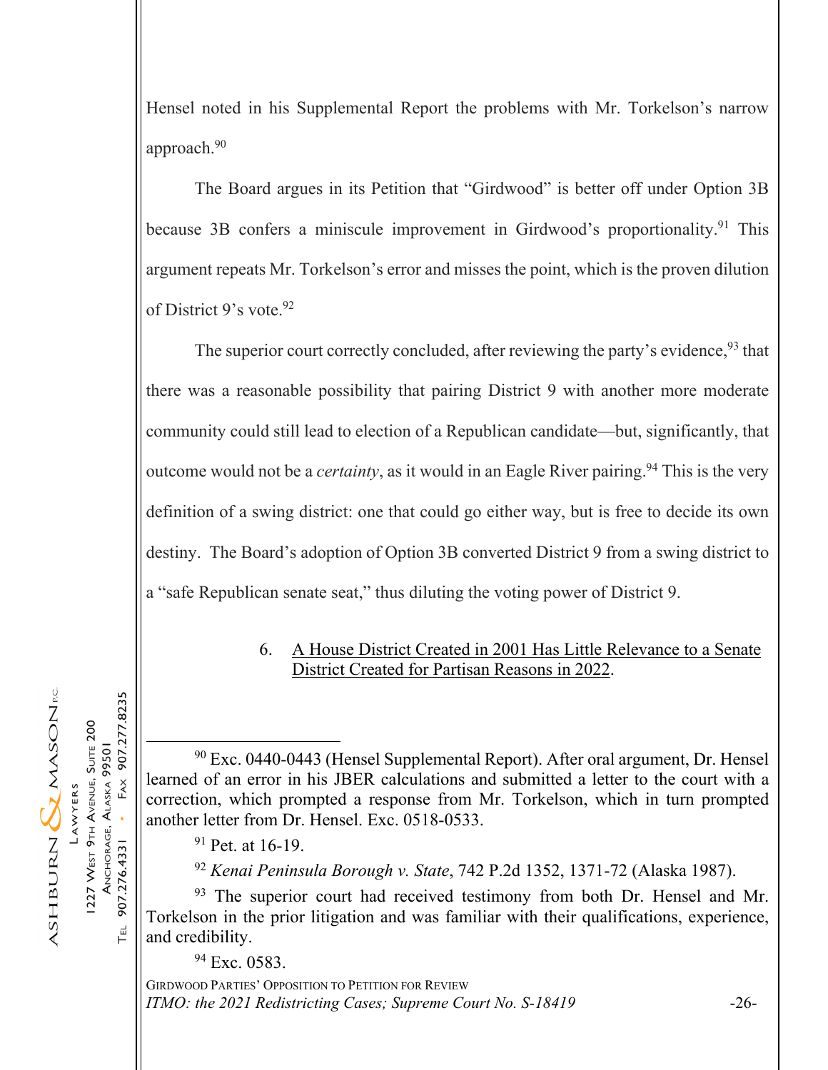Hensel noted in his Supplemental Report the problems with Mr. Torkelson's narrow approach.[90]

The Board argues in its Petition that "Girdwood" is better off under Option 3B because 3B confers a miniscule improvement in Girdwood's proportionality.[91] This argument repeats Mr. Torkelson's error and misses the point, which is the proven dilution of District 9's vote.[92]

The superior court correctly concluded, after reviewing the party's evidence,[93] that there was a reasonable possibility that pairing District 9 with another more moderate community could still lead to election of a Republican candidate—but, significantly, that outcome would not be a *certainty*, as it would in an Eagle River pairing.[94] This is the very definition of a swing district: one that could go either way, but is free to decide its own destiny. The Board's adoption of Option 3B converted District 9 from a swing district to a "safe Republican senate seat," thus diluting the voting power of District 9.

6. <u>A House District Created in 2001 Has Little Relevance to a Senate District Created for Partisan Reasons in 2022</u>.

---

[90] Exc. 0440-0443 (Hensel Supplemental Report). After oral argument, Dr. Hensel learned of an error in his JBER calculations and submitted a letter to the court with a correction, which prompted a response from Mr. Torkelson, which in turn prompted another letter from Dr. Hensel. Exc. 0518-0533.

[91] Pet. at 16-19.

[92] *Kenai Peninsula Borough v. State*, 742 P.2d 1352, 1371-72 (Alaska 1987).

[93] The superior court had received testimony from both Dr. Hensel and Mr. Torkelson in the prior litigation and was familiar with their qualifications, experience, and credibility.

[94] Exc. 0583.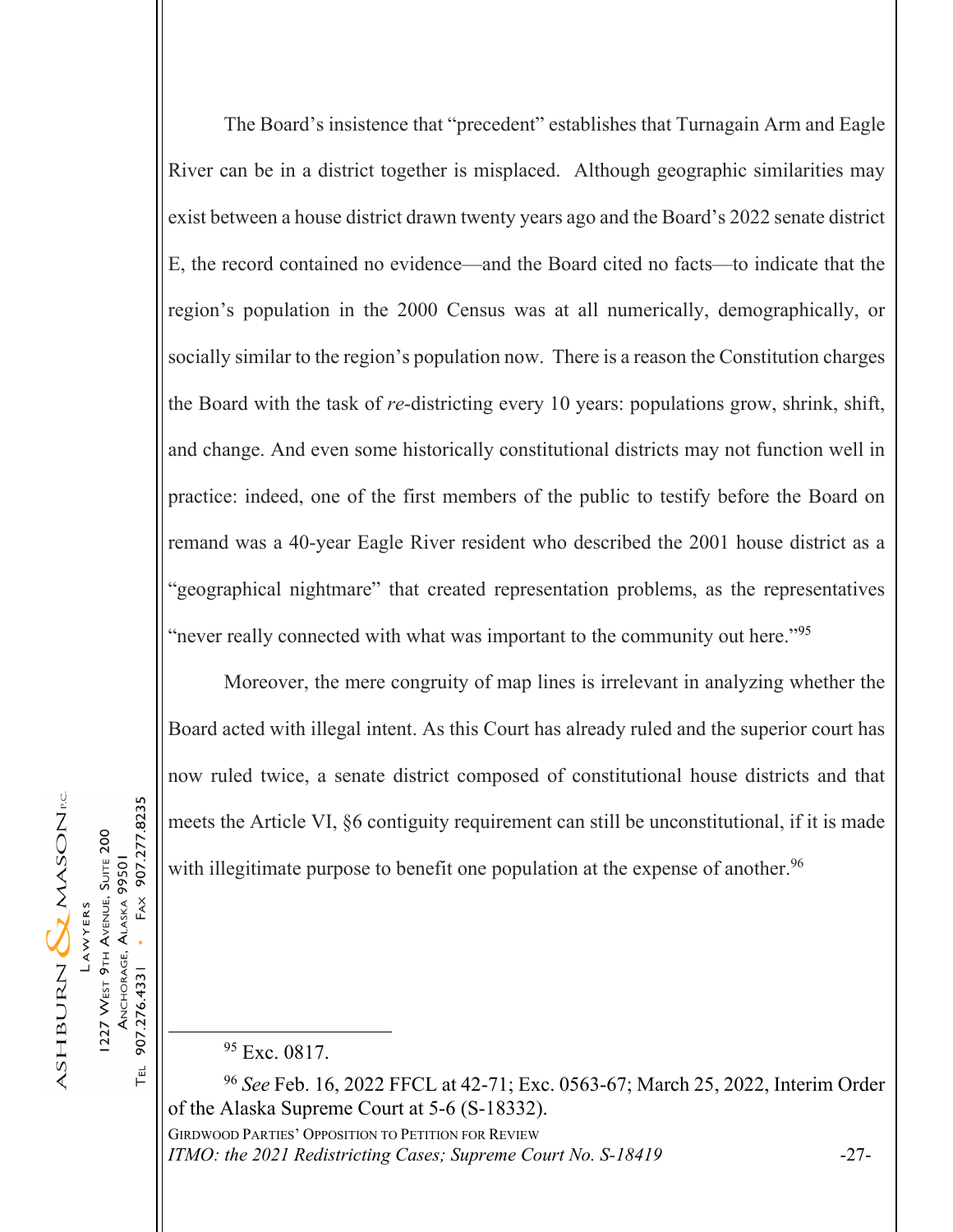The Board's insistence that "precedent" establishes that Turnagain Arm and Eagle River can be in a district together is misplaced. Although geographic similarities may exist between a house district drawn twenty years ago and the Board's 2022 senate district E, the record contained no evidence—and the Board cited no facts—to indicate that the region's population in the 2000 Census was at all numerically, demographically, or socially similar to the region's population now. There is a reason the Constitution charges the Board with the task of *re*-districting every 10 years: populations grow, shrink, shift, and change. And even some historically constitutional districts may not function well in practice: indeed, one of the first members of the public to testify before the Board on remand was a 40-year Eagle River resident who described the 2001 house district as a "geographical nightmare" that created representation problems, as the representatives "never really connected with what was important to the community out here."[95]

Moreover, the mere congruity of map lines is irrelevant in analyzing whether the Board acted with illegal intent. As this Court has already ruled and the superior court has now ruled twice, a senate district composed of constitutional house districts and that meets the Article VI, §6 contiguity requirement can still be unconstitutional, if it is made with illegitimate purpose to benefit one population at the expense of another.[96]

---

[95] Exc. 0817.

[96] *See* Feb. 16, 2022 FFCL at 42-71; Exc. 0563-67; March 25, 2022, Interim Order of the Alaska Supreme Court at 5-6 (S-18332).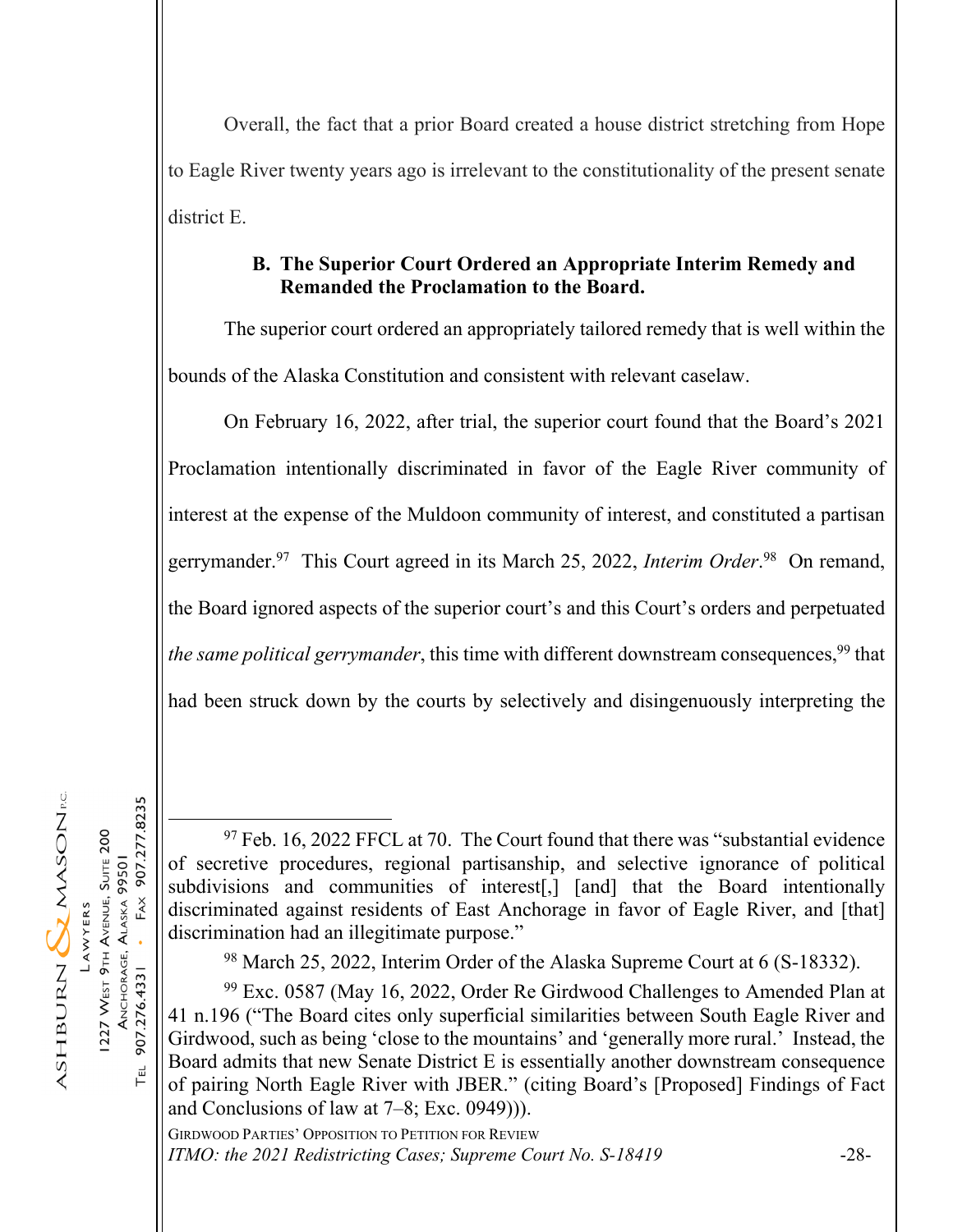Overall, the fact that a prior Board created a house district stretching from Hope to Eagle River twenty years ago is irrelevant to the constitutionality of the present senate district E.

### B. The Superior Court Ordered an Appropriate Interim Remedy and Remanded the Proclamation to the Board.

The superior court ordered an appropriately tailored remedy that is well within the bounds of the Alaska Constitution and consistent with relevant caselaw.

On February 16, 2022, after trial, the superior court found that the Board's 2021 Proclamation intentionally discriminated in favor of the Eagle River community of interest at the expense of the Muldoon community of interest, and constituted a partisan gerrymander.[97] This Court agreed in its March 25, 2022, *Interim Order*.[98] On remand, the Board ignored aspects of the superior court's and this Court's orders and perpetuated *the same political gerrymander*, this time with different downstream consequences,[99] that had been struck down by the courts by selectively and disingenuously interpreting the

---

[97] Feb. 16, 2022 FFCL at 70. The Court found that there was "substantial evidence of secretive procedures, regional partisanship, and selective ignorance of political subdivisions and communities of interest[,] [and] that the Board intentionally discriminated against residents of East Anchorage in favor of Eagle River, and [that] discrimination had an illegitimate purpose."

[98] March 25, 2022, Interim Order of the Alaska Supreme Court at 6 (S-18332).

[99] Exc. 0587 (May 16, 2022, Order Re Girdwood Challenges to Amended Plan at 41 n.196 ("The Board cites only superficial similarities between South Eagle River and Girdwood, such as being 'close to the mountains' and 'generally more rural.' Instead, the Board admits that new Senate District E is essentially another downstream consequence of pairing North Eagle River with JBER." (citing Board's [Proposed] Findings of Fact and Conclusions of law at 7–8; Exc. 0949))).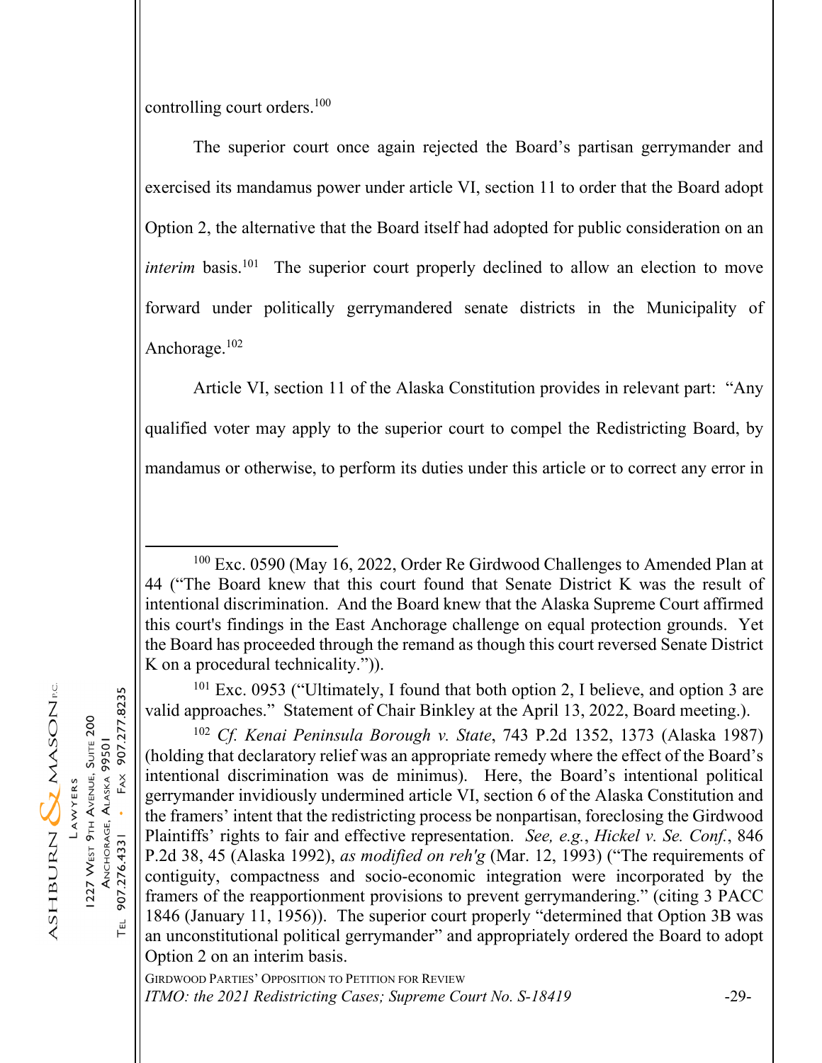controlling court orders.[100]

The superior court once again rejected the Board's partisan gerrymander and exercised its mandamus power under article VI, section 11 to order that the Board adopt Option 2, the alternative that the Board itself had adopted for public consideration on an *interim* basis.[101] The superior court properly declined to allow an election to move forward under politically gerrymandered senate districts in the Municipality of Anchorage.[102]

Article VI, section 11 of the Alaska Constitution provides in relevant part: "Any qualified voter may apply to the superior court to compel the Redistricting Board, by mandamus or otherwise, to perform its duties under this article or to correct any error in

---

[100] Exc. 0590 (May 16, 2022, Order Re Girdwood Challenges to Amended Plan at 44 ("The Board knew that this court found that Senate District K was the result of intentional discrimination. And the Board knew that the Alaska Supreme Court affirmed this court's findings in the East Anchorage challenge on equal protection grounds. Yet the Board has proceeded through the remand as though this court reversed Senate District K on a procedural technicality.")).

[101] Exc. 0953 ("Ultimately, I found that both option 2, I believe, and option 3 are valid approaches." Statement of Chair Binkley at the April 13, 2022, Board meeting.).

[102] *Cf. Kenai Peninsula Borough v. State*, 743 P.2d 1352, 1373 (Alaska 1987) (holding that declaratory relief was an appropriate remedy where the effect of the Board's intentional discrimination was de minimus). Here, the Board's intentional political gerrymander invidiously undermined article VI, section 6 of the Alaska Constitution and the framers' intent that the redistricting process be nonpartisan, foreclosing the Girdwood Plaintiffs' rights to fair and effective representation. *See, e.g.*, *Hickel v. Se. Conf.*, 846 P.2d 38, 45 (Alaska 1992), *as modified on reh'g* (Mar. 12, 1993) ("The requirements of contiguity, compactness and socio-economic integration were incorporated by the framers of the reapportionment provisions to prevent gerrymandering." (citing 3 PACC 1846 (January 11, 1956)). The superior court properly "determined that Option 3B was an unconstitutional political gerrymander" and appropriately ordered the Board to adopt Option 2 on an interim basis.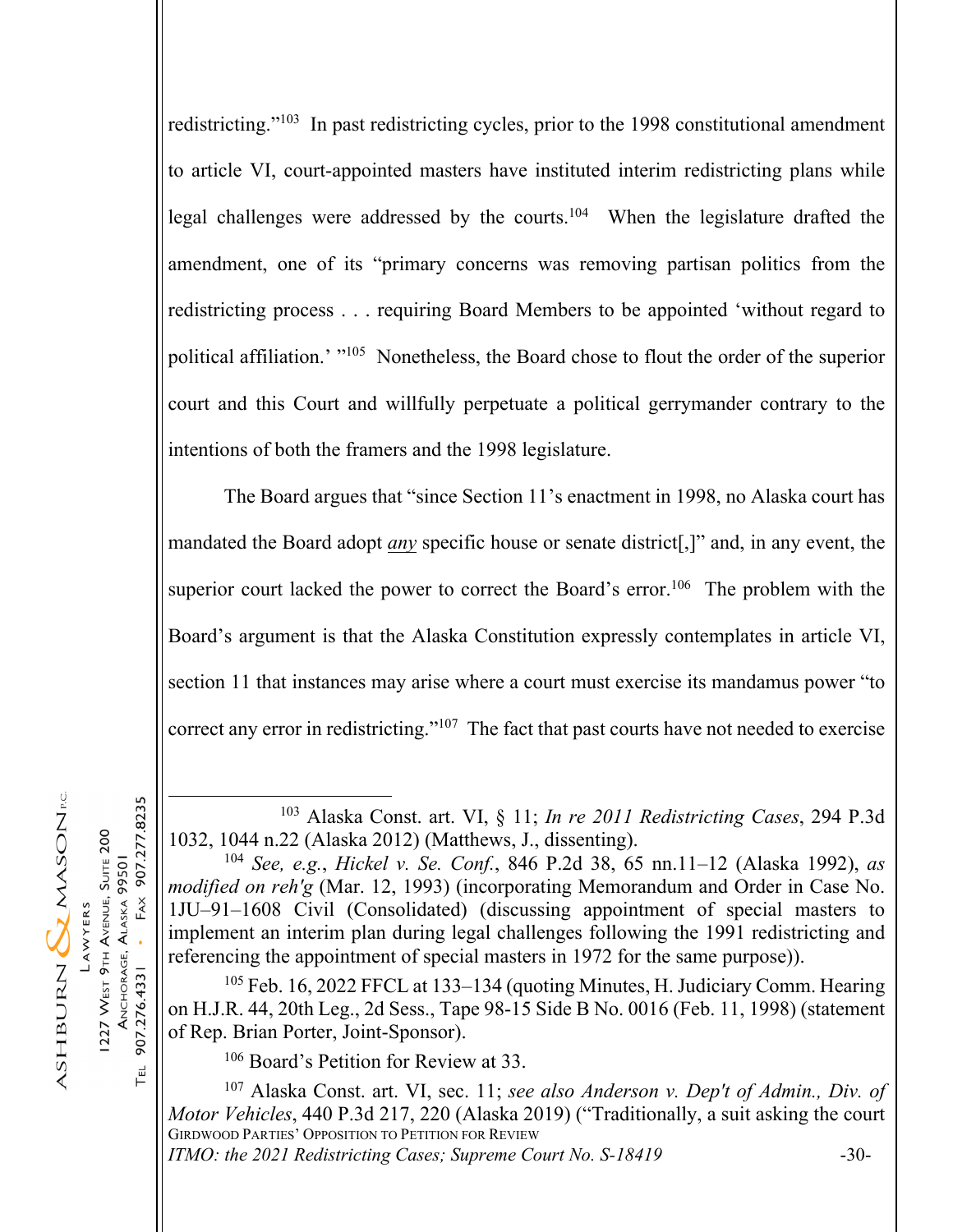redistricting."[103] In past redistricting cycles, prior to the 1998 constitutional amendment to article VI, court-appointed masters have instituted interim redistricting plans while legal challenges were addressed by the courts.[104] When the legislature drafted the amendment, one of its "primary concerns was removing partisan politics from the redistricting process . . . requiring Board Members to be appointed 'without regard to political affiliation.' "[105] Nonetheless, the Board chose to flout the order of the superior court and this Court and willfully perpetuate a political gerrymander contrary to the intentions of both the framers and the 1998 legislature.

The Board argues that "since Section 11's enactment in 1998, no Alaska court has mandated the Board adopt *any* specific house or senate district[,]" and, in any event, the superior court lacked the power to correct the Board's error.[106] The problem with the Board's argument is that the Alaska Constitution expressly contemplates in article VI, section 11 that instances may arise where a court must exercise its mandamus power "to correct any error in redistricting."[107] The fact that past courts have not needed to exercise

---

[103] Alaska Const. art. VI, § 11; *In re 2011 Redistricting Cases*, 294 P.3d 1032, 1044 n.22 (Alaska 2012) (Matthews, J., dissenting).

[104] *See, e.g.*, *Hickel v. Se. Conf.*, 846 P.2d 38, 65 nn.11–12 (Alaska 1992), *as modified on reh'g* (Mar. 12, 1993) (incorporating Memorandum and Order in Case No. 1JU–91–1608 Civil (Consolidated) (discussing appointment of special masters to implement an interim plan during legal challenges following the 1991 redistricting and referencing the appointment of special masters in 1972 for the same purpose)).

[105] Feb. 16, 2022 FFCL at 133–134 (quoting Minutes, H. Judiciary Comm. Hearing on H.J.R. 44, 20th Leg., 2d Sess., Tape 98-15 Side B No. 0016 (Feb. 11, 1998) (statement of Rep. Brian Porter, Joint-Sponsor).

[106] Board's Petition for Review at 33.

[107] Alaska Const. art. VI, sec. 11; *see also Anderson v. Dep't of Admin., Div. of Motor Vehicles*, 440 P.3d 217, 220 (Alaska 2019) ("Traditionally, a suit asking the court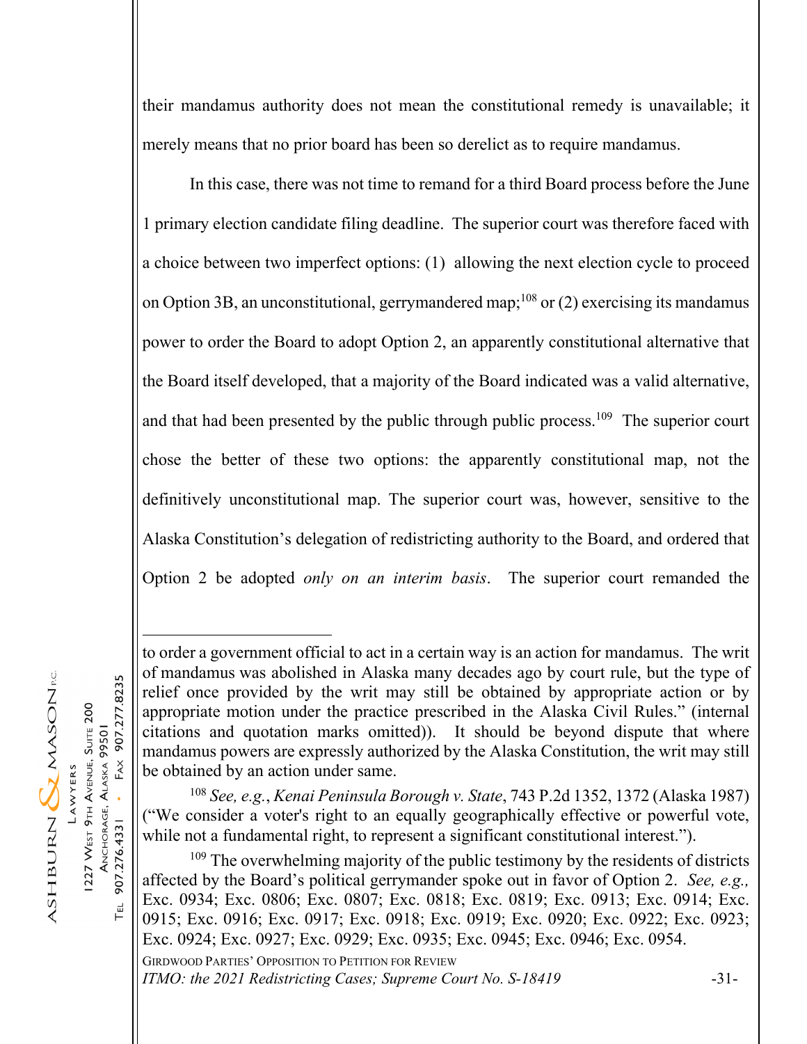their mandamus authority does not mean the constitutional remedy is unavailable; it merely means that no prior board has been so derelict as to require mandamus.

In this case, there was not time to remand for a third Board process before the June 1 primary election candidate filing deadline. The superior court was therefore faced with a choice between two imperfect options: (1) allowing the next election cycle to proceed on Option 3B, an unconstitutional, gerrymandered map;[108] or (2) exercising its mandamus power to order the Board to adopt Option 2, an apparently constitutional alternative that the Board itself developed, that a majority of the Board indicated was a valid alternative, and that had been presented by the public through public process.[109] The superior court chose the better of these two options: the apparently constitutional map, not the definitively unconstitutional map. The superior court was, however, sensitive to the Alaska Constitution's delegation of redistricting authority to the Board, and ordered that Option 2 be adopted *only on an interim basis*. The superior court remanded the

---

to order a government official to act in a certain way is an action for mandamus. The writ of mandamus was abolished in Alaska many decades ago by court rule, but the type of relief once provided by the writ may still be obtained by appropriate action or by appropriate motion under the practice prescribed in the Alaska Civil Rules." (internal citations and quotation marks omitted)). It should be beyond dispute that where mandamus powers are expressly authorized by the Alaska Constitution, the writ may still be obtained by an action under same.

[108] *See, e.g.*, *Kenai Peninsula Borough v. State*, 743 P.2d 1352, 1372 (Alaska 1987) ("We consider a voter's right to an equally geographically effective or powerful vote, while not a fundamental right, to represent a significant constitutional interest.").

[109] The overwhelming majority of the public testimony by the residents of districts affected by the Board's political gerrymander spoke out in favor of Option 2. *See, e.g.,* Exc. 0934; Exc. 0806; Exc. 0807; Exc. 0818; Exc. 0819; Exc. 0913; Exc. 0914; Exc. 0915; Exc. 0916; Exc. 0917; Exc. 0918; Exc. 0919; Exc. 0920; Exc. 0922; Exc. 0923; Exc. 0924; Exc. 0927; Exc. 0929; Exc. 0935; Exc. 0945; Exc. 0946; Exc. 0954.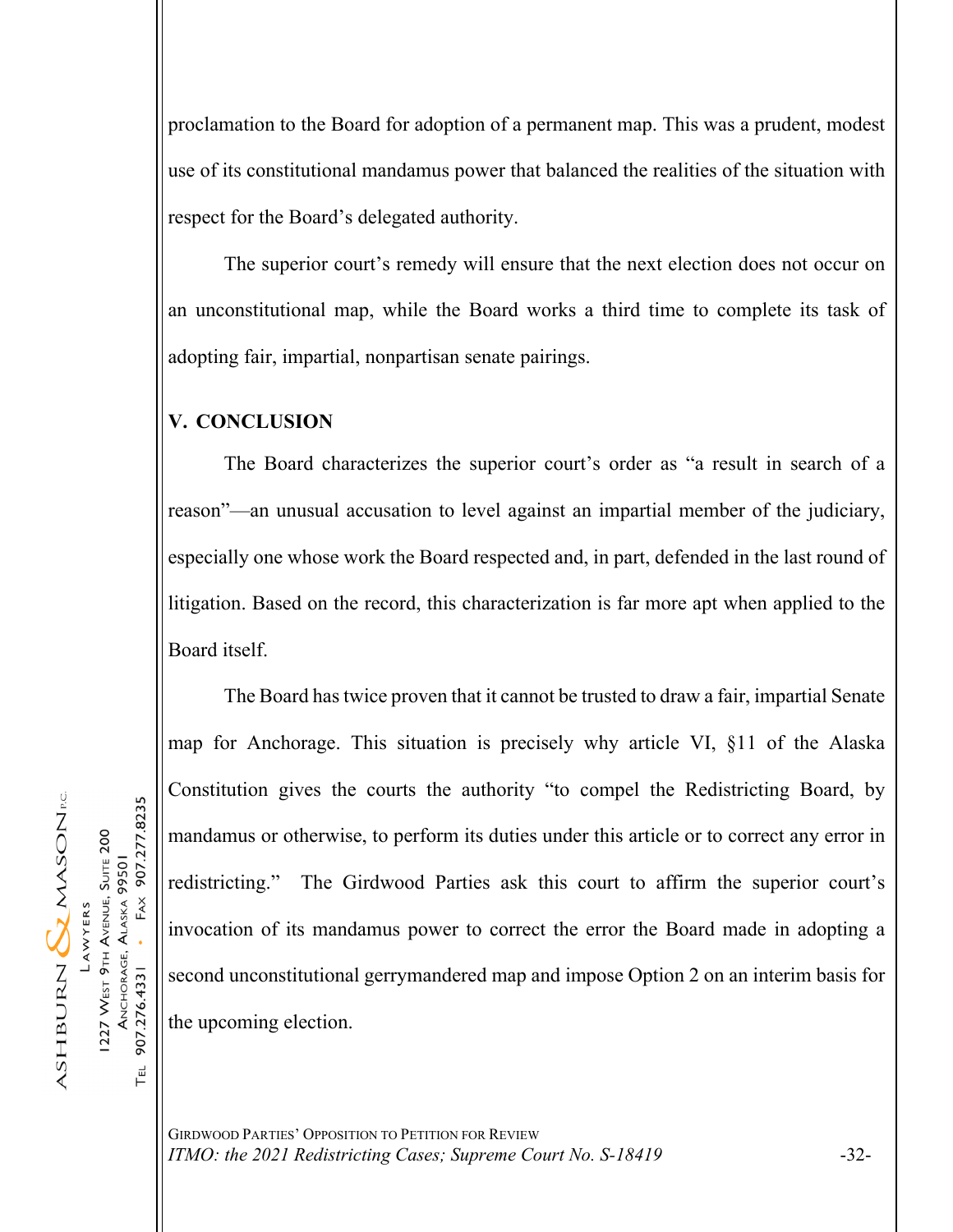proclamation to the Board for adoption of a permanent map. This was a prudent, modest use of its constitutional mandamus power that balanced the realities of the situation with respect for the Board's delegated authority.

The superior court's remedy will ensure that the next election does not occur on an unconstitutional map, while the Board works a third time to complete its task of adopting fair, impartial, nonpartisan senate pairings.

## V. CONCLUSION

The Board characterizes the superior court's order as "a result in search of a reason"—an unusual accusation to level against an impartial member of the judiciary, especially one whose work the Board respected and, in part, defended in the last round of litigation. Based on the record, this characterization is far more apt when applied to the Board itself.

The Board has twice proven that it cannot be trusted to draw a fair, impartial Senate map for Anchorage. This situation is precisely why article VI, §11 of the Alaska Constitution gives the courts the authority "to compel the Redistricting Board, by mandamus or otherwise, to perform its duties under this article or to correct any error in redistricting." The Girdwood Parties ask this court to affirm the superior court's invocation of its mandamus power to correct the error the Board made in adopting a second unconstitutional gerrymandered map and impose Option 2 on an interim basis for the upcoming election.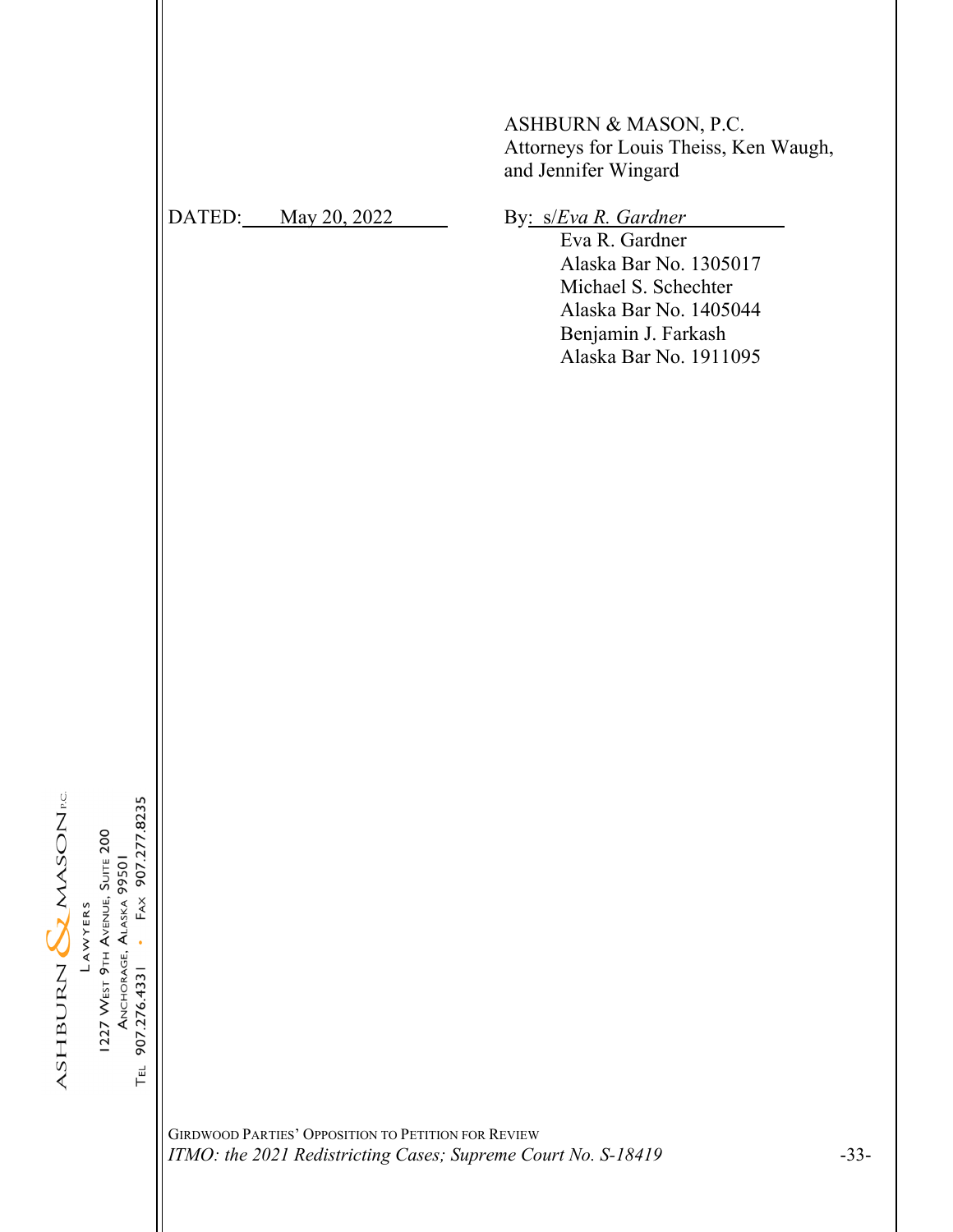ASHBURN & MASON, P.C.
Attorneys for Louis Theiss, Ken Waugh, and Jennifer Wingard

DATED: May 20, 2022

By: s/*Eva R. Gardner*
Eva R. Gardner
Alaska Bar No. 1305017
Michael S. Schechter
Alaska Bar No. 1405044
Benjamin J. Farkash
Alaska Bar No. 1911095